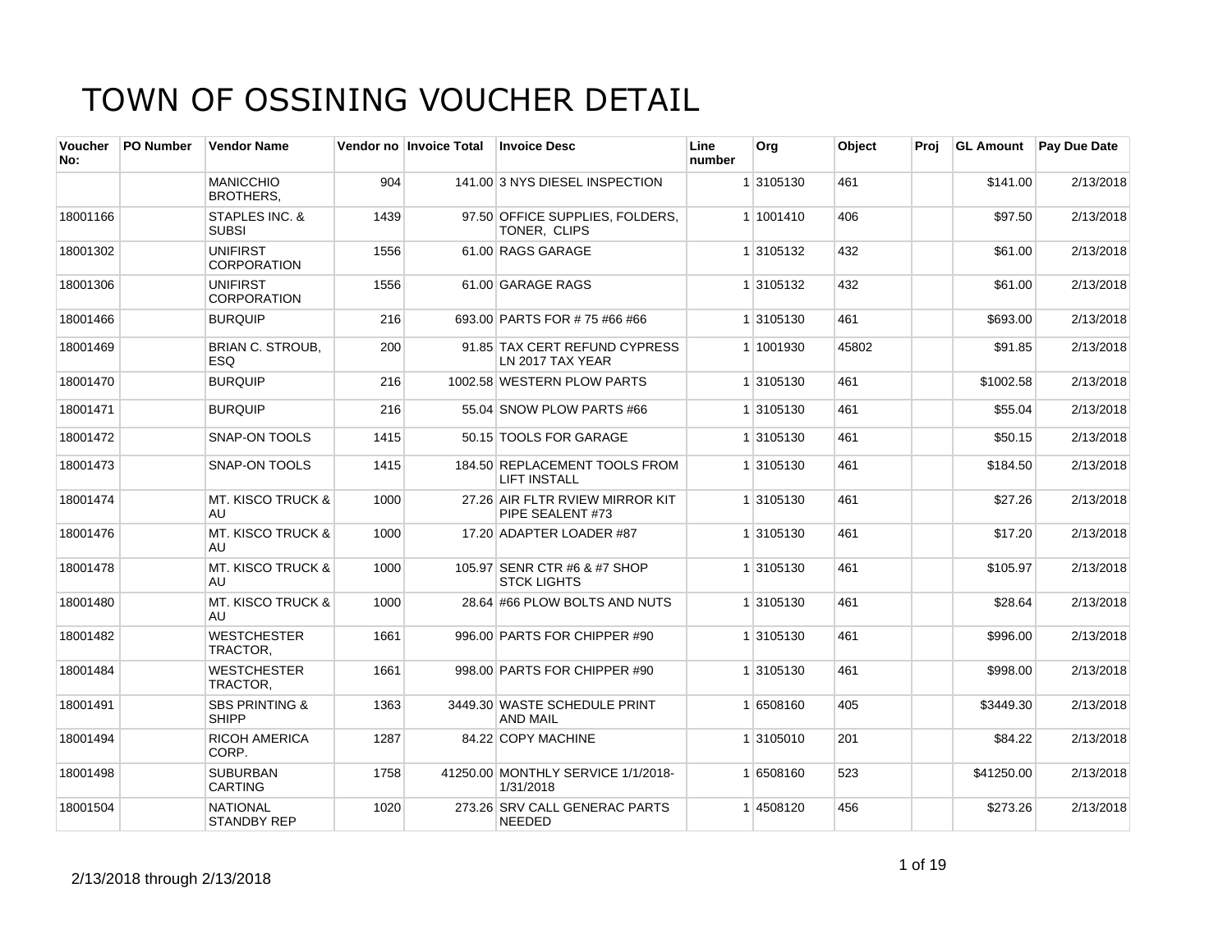# TOWN OF OSSINING VOUCHER DETAIL

| Voucher No: | PO Number | Vendor Name | Vendor no | Invoice Total | Invoice Desc | Line number | Org | Object | Proj | GL Amount | Pay Due Date |
|---|---|---|---|---|---|---|---|---|---|---|---|
| | | MANICCHIO BROTHERS, | 904 | 141.00 | 3 NYS DIESEL INSPECTION | 1 | 3105130 | 461 | | $141.00 | 2/13/2018 |
| 18001166 | | STAPLES INC. & SUBSI | 1439 | 97.50 | OFFICE SUPPLIES, FOLDERS, TONER, CLIPS | 1 | 1001410 | 406 | | $97.50 | 2/13/2018 |
| 18001302 | | UNIFIRST CORPORATION | 1556 | 61.00 | RAGS GARAGE | 1 | 3105132 | 432 | | $61.00 | 2/13/2018 |
| 18001306 | | UNIFIRST CORPORATION | 1556 | 61.00 | GARAGE RAGS | 1 | 3105132 | 432 | | $61.00 | 2/13/2018 |
| 18001466 | | BURQUIP | 216 | 693.00 | PARTS FOR # 75 #66 #66 | 1 | 3105130 | 461 | | $693.00 | 2/13/2018 |
| 18001469 | | BRIAN C. STROUB, ESQ | 200 | 91.85 | TAX CERT REFUND CYPRESS LN 2017 TAX YEAR | 1 | 1001930 | 45802 | | $91.85 | 2/13/2018 |
| 18001470 | | BURQUIP | 216 | 1002.58 | WESTERN PLOW PARTS | 1 | 3105130 | 461 | | $1002.58 | 2/13/2018 |
| 18001471 | | BURQUIP | 216 | 55.04 | SNOW PLOW PARTS #66 | 1 | 3105130 | 461 | | $55.04 | 2/13/2018 |
| 18001472 | | SNAP-ON TOOLS | 1415 | 50.15 | TOOLS FOR GARAGE | 1 | 3105130 | 461 | | $50.15 | 2/13/2018 |
| 18001473 | | SNAP-ON TOOLS | 1415 | 184.50 | REPLACEMENT TOOLS FROM LIFT INSTALL | 1 | 3105130 | 461 | | $184.50 | 2/13/2018 |
| 18001474 | | MT. KISCO TRUCK & AU | 1000 | 27.26 | AIR FLTR RVIEW MIRROR KIT PIPE SEALENT #73 | 1 | 3105130 | 461 | | $27.26 | 2/13/2018 |
| 18001476 | | MT. KISCO TRUCK & AU | 1000 | 17.20 | ADAPTER LOADER #87 | 1 | 3105130 | 461 | | $17.20 | 2/13/2018 |
| 18001478 | | MT. KISCO TRUCK & AU | 1000 | 105.97 | SENR CTR #6 & #7 SHOP STCK LIGHTS | 1 | 3105130 | 461 | | $105.97 | 2/13/2018 |
| 18001480 | | MT. KISCO TRUCK & AU | 1000 | 28.64 | #66 PLOW BOLTS AND NUTS | 1 | 3105130 | 461 | | $28.64 | 2/13/2018 |
| 18001482 | | WESTCHESTER TRACTOR, | 1661 | 996.00 | PARTS FOR CHIPPER #90 | 1 | 3105130 | 461 | | $996.00 | 2/13/2018 |
| 18001484 | | WESTCHESTER TRACTOR, | 1661 | 998.00 | PARTS FOR CHIPPER #90 | 1 | 3105130 | 461 | | $998.00 | 2/13/2018 |
| 18001491 | | SBS PRINTING & SHIPP | 1363 | 3449.30 | WASTE SCHEDULE PRINT AND MAIL | 1 | 6508160 | 405 | | $3449.30 | 2/13/2018 |
| 18001494 | | RICOH AMERICA CORP. | 1287 | 84.22 | COPY MACHINE | 1 | 3105010 | 201 | | $84.22 | 2/13/2018 |
| 18001498 | | SUBURBAN CARTING | 1758 | 41250.00 | MONTHLY SERVICE 1/1/2018-1/31/2018 | 1 | 6508160 | 523 | | $41250.00 | 2/13/2018 |
| 18001504 | | NATIONAL STANDBY REP | 1020 | 273.26 | SRV CALL GENERAC PARTS NEEDED | 1 | 4508120 | 456 | | $273.26 | 2/13/2018 |

2/13/2018 through 2/13/2018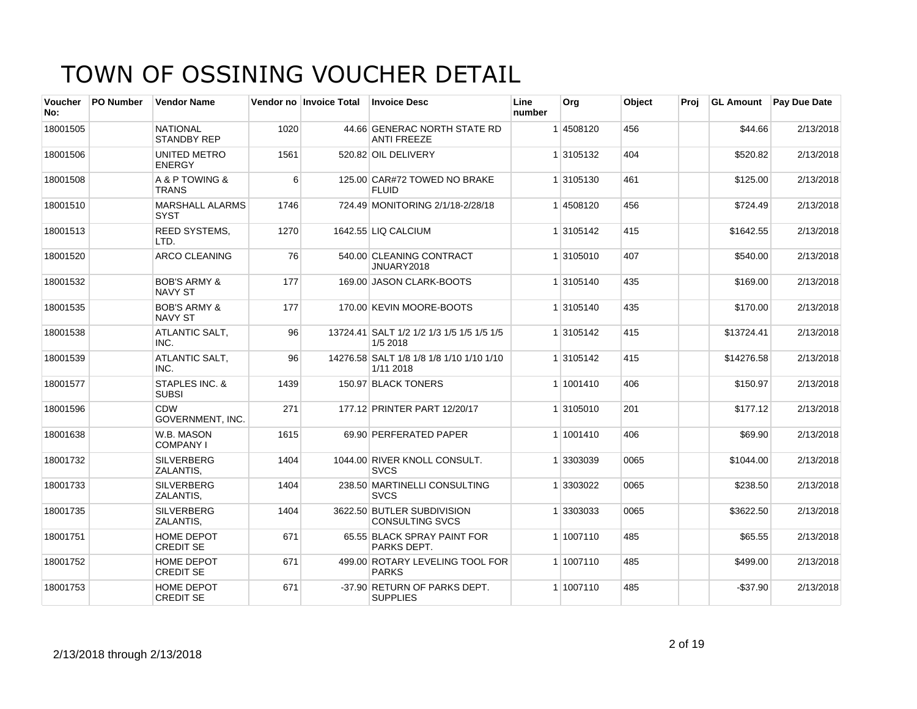# TOWN OF OSSINING VOUCHER DETAIL

| Voucher No: | PO Number | Vendor Name | Vendor no | Invoice Total | Invoice Desc | Line number | Org | Object | Proj | GL Amount | Pay Due Date |
|---|---|---|---|---|---|---|---|---|---|---|---|
| 18001505 | | NATIONAL STANDBY REP | 1020 | 44.66 | GENERAC NORTH STATE RD ANTI FREEZE | 1 | 4508120 | 456 | | $44.66 | 2/13/2018 |
| 18001506 | | UNITED METRO ENERGY | 1561 | 520.82 | OIL DELIVERY | 1 | 3105132 | 404 | | $520.82 | 2/13/2018 |
| 18001508 | | A & P TOWING & TRANS | 6 | 125.00 | CAR#72 TOWED NO BRAKE FLUID | 1 | 3105130 | 461 | | $125.00 | 2/13/2018 |
| 18001510 | | MARSHALL ALARMS SYST | 1746 | 724.49 | MONITORING 2/1/18-2/28/18 | 1 | 4508120 | 456 | | $724.49 | 2/13/2018 |
| 18001513 | | REED SYSTEMS, LTD. | 1270 | 1642.55 | LIQ CALCIUM | 1 | 3105142 | 415 | | $1642.55 | 2/13/2018 |
| 18001520 | | ARCO CLEANING | 76 | 540.00 | CLEANING CONTRACT JNUARY2018 | 1 | 3105010 | 407 | | $540.00 | 2/13/2018 |
| 18001532 | | BOB'S ARMY & NAVY ST | 177 | 169.00 | JASON CLARK-BOOTS | 1 | 3105140 | 435 | | $169.00 | 2/13/2018 |
| 18001535 | | BOB'S ARMY & NAVY ST | 177 | 170.00 | KEVIN MOORE-BOOTS | 1 | 3105140 | 435 | | $170.00 | 2/13/2018 |
| 18001538 | | ATLANTIC SALT, INC. | 96 | 13724.41 | SALT 1/2 1/2 1/3 1/5 1/5 1/5 1/5 2018 | 1 | 3105142 | 415 | | $13724.41 | 2/13/2018 |
| 18001539 | | ATLANTIC SALT, INC. | 96 | 14276.58 | SALT 1/8 1/8 1/8 1/10 1/10 1/11 2018 | 1 | 3105142 | 415 | | $14276.58 | 2/13/2018 |
| 18001577 | | STAPLES INC. & SUBSI | 1439 | 150.97 | BLACK TONERS | 1 | 1001410 | 406 | | $150.97 | 2/13/2018 |
| 18001596 | | CDW GOVERNMENT, INC. | 271 | 177.12 | PRINTER PART 12/20/17 | 1 | 3105010 | 201 | | $177.12 | 2/13/2018 |
| 18001638 | | W.B. MASON COMPANY I | 1615 | 69.90 | PERFERATED PAPER | 1 | 1001410 | 406 | | $69.90 | 2/13/2018 |
| 18001732 | | SILVERBERG ZALANTIS, | 1404 | 1044.00 | RIVER KNOLL CONSULT. SVCS | 1 | 3303039 | 0065 | | $1044.00 | 2/13/2018 |
| 18001733 | | SILVERBERG ZALANTIS, | 1404 | 238.50 | MARTINELLI CONSULTING SVCS | 1 | 3303022 | 0065 | | $238.50 | 2/13/2018 |
| 18001735 | | SILVERBERG ZALANTIS, | 1404 | 3622.50 | BUTLER SUBDIVISION CONSULTING SVCS | 1 | 3303033 | 0065 | | $3622.50 | 2/13/2018 |
| 18001751 | | HOME DEPOT CREDIT SE | 671 | 65.55 | BLACK SPRAY PAINT FOR PARKS DEPT. | 1 | 1007110 | 485 | | $65.55 | 2/13/2018 |
| 18001752 | | HOME DEPOT CREDIT SE | 671 | 499.00 | ROTARY LEVELING TOOL FOR PARKS | 1 | 1007110 | 485 | | $499.00 | 2/13/2018 |
| 18001753 | | HOME DEPOT CREDIT SE | 671 | -37.90 | RETURN OF PARKS DEPT. SUPPLIES | 1 | 1007110 | 485 | | -$37.90 | 2/13/2018 |

2/13/2018 through 2/13/2018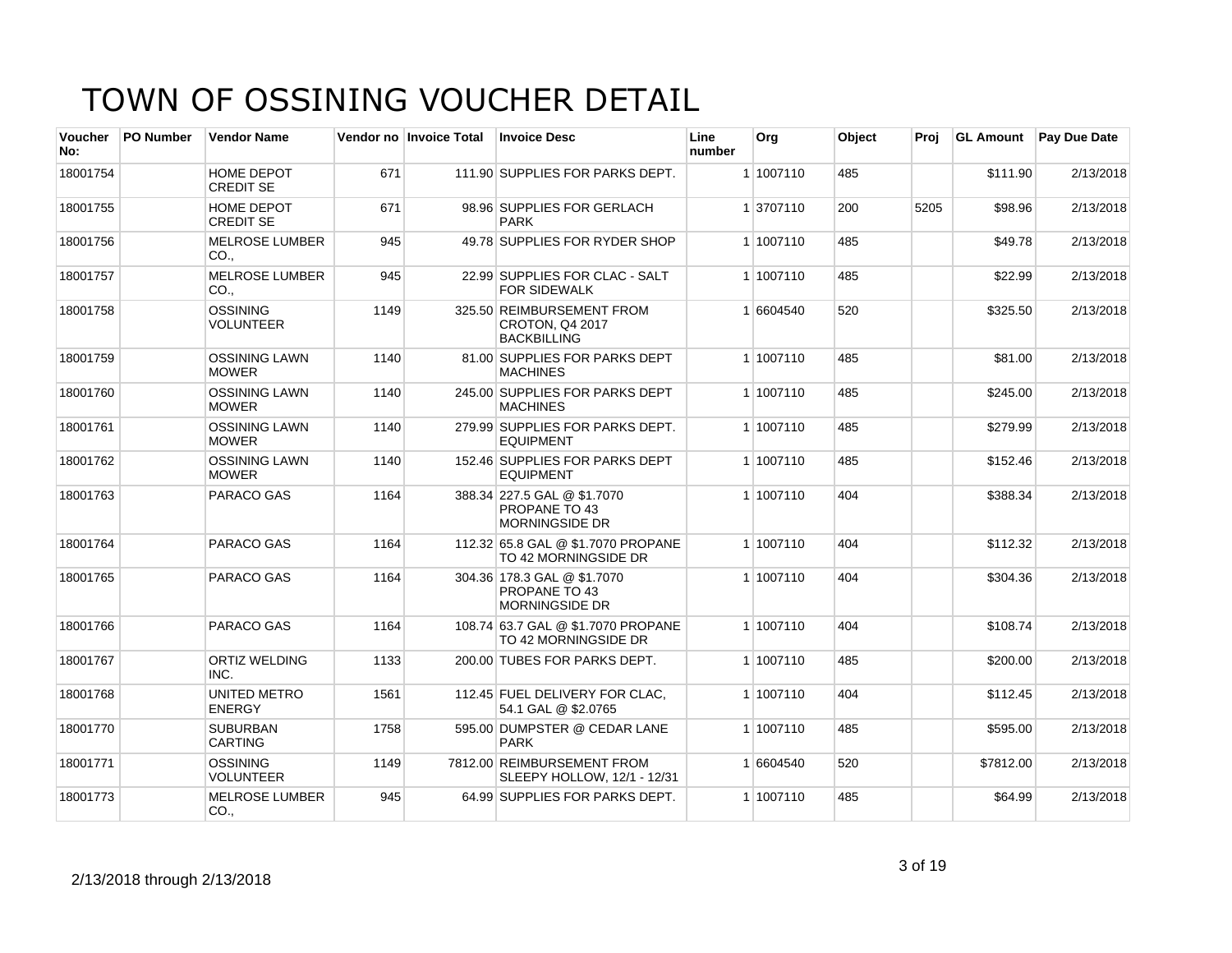# TOWN OF OSSINING VOUCHER DETAIL

| Voucher No: | PO Number | Vendor Name | Vendor no | Invoice Total | Invoice Desc | Line number | Org | Object | Proj | GL Amount | Pay Due Date |
|---|---|---|---|---|---|---|---|---|---|---|---|
| 18001754 | | HOME DEPOT CREDIT SE | 671 | 111.90 | SUPPLIES FOR PARKS DEPT. | 1 | 1007110 | 485 | | $111.90 | 2/13/2018 |
| 18001755 | | HOME DEPOT CREDIT SE | 671 | 98.96 | SUPPLIES FOR GERLACH PARK | 1 | 3707110 | 200 | 5205 | $98.96 | 2/13/2018 |
| 18001756 | | MELROSE LUMBER CO., | 945 | 49.78 | SUPPLIES FOR RYDER SHOP | 1 | 1007110 | 485 | | $49.78 | 2/13/2018 |
| 18001757 | | MELROSE LUMBER CO., | 945 | 22.99 | SUPPLIES FOR CLAC - SALT FOR SIDEWALK | 1 | 1007110 | 485 | | $22.99 | 2/13/2018 |
| 18001758 | | OSSINING VOLUNTEER | 1149 | 325.50 | REIMBURSEMENT FROM CROTON, Q4 2017 BACKBILLING | 1 | 6604540 | 520 | | $325.50 | 2/13/2018 |
| 18001759 | | OSSINING LAWN MOWER | 1140 | 81.00 | SUPPLIES FOR PARKS DEPT MACHINES | 1 | 1007110 | 485 | | $81.00 | 2/13/2018 |
| 18001760 | | OSSINING LAWN MOWER | 1140 | 245.00 | SUPPLIES FOR PARKS DEPT MACHINES | 1 | 1007110 | 485 | | $245.00 | 2/13/2018 |
| 18001761 | | OSSINING LAWN MOWER | 1140 | 279.99 | SUPPLIES FOR PARKS DEPT. EQUIPMENT | 1 | 1007110 | 485 | | $279.99 | 2/13/2018 |
| 18001762 | | OSSINING LAWN MOWER | 1140 | 152.46 | SUPPLIES FOR PARKS DEPT EQUIPMENT | 1 | 1007110 | 485 | | $152.46 | 2/13/2018 |
| 18001763 | | PARACO GAS | 1164 | 388.34 | 227.5 GAL @ $1.7070 PROPANE TO 43 MORNINGSIDE DR | 1 | 1007110 | 404 | | $388.34 | 2/13/2018 |
| 18001764 | | PARACO GAS | 1164 | 112.32 | 65.8 GAL @ $1.7070 PROPANE TO 42 MORNINGSIDE DR | 1 | 1007110 | 404 | | $112.32 | 2/13/2018 |
| 18001765 | | PARACO GAS | 1164 | 304.36 | 178.3 GAL @ $1.7070 PROPANE TO 43 MORNINGSIDE DR | 1 | 1007110 | 404 | | $304.36 | 2/13/2018 |
| 18001766 | | PARACO GAS | 1164 | 108.74 | 63.7 GAL @ $1.7070 PROPANE TO 42 MORNINGSIDE DR | 1 | 1007110 | 404 | | $108.74 | 2/13/2018 |
| 18001767 | | ORTIZ WELDING INC. | 1133 | 200.00 | TUBES FOR PARKS DEPT. | 1 | 1007110 | 485 | | $200.00 | 2/13/2018 |
| 18001768 | | UNITED METRO ENERGY | 1561 | 112.45 | FUEL DELIVERY FOR CLAC, 54.1 GAL @ $2.0765 | 1 | 1007110 | 404 | | $112.45 | 2/13/2018 |
| 18001770 | | SUBURBAN CARTING | 1758 | 595.00 | DUMPSTER @ CEDAR LANE PARK | 1 | 1007110 | 485 | | $595.00 | 2/13/2018 |
| 18001771 | | OSSINING VOLUNTEER | 1149 | 7812.00 | REIMBURSEMENT FROM SLEEPY HOLLOW, 12/1 - 12/31 | 1 | 6604540 | 520 | | $7812.00 | 2/13/2018 |
| 18001773 | | MELROSE LUMBER CO., | 945 | 64.99 | SUPPLIES FOR PARKS DEPT. | 1 | 1007110 | 485 | | $64.99 | 2/13/2018 |

2/13/2018 through 2/13/2018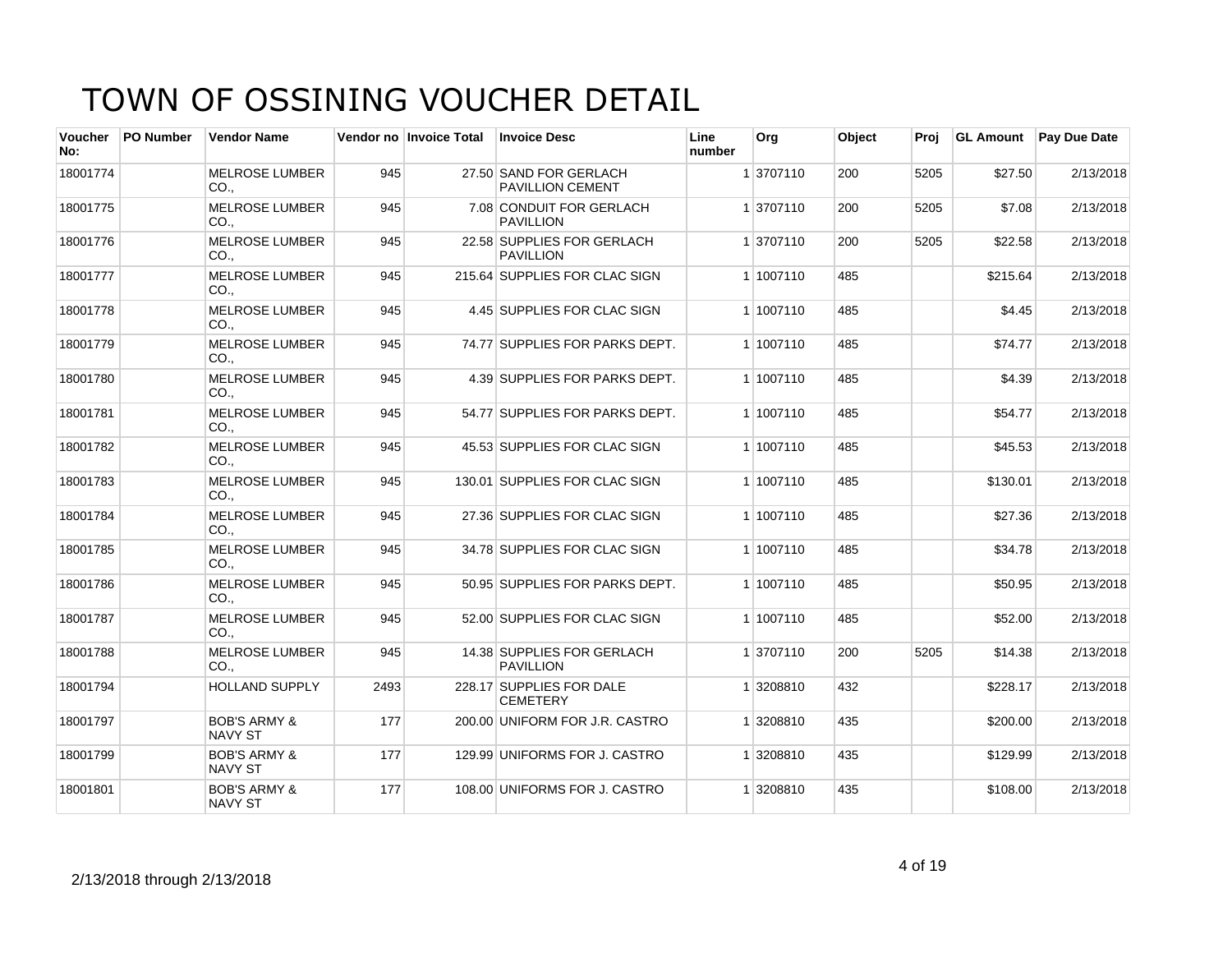# TOWN OF OSSINING VOUCHER DETAIL

| Voucher No: | PO Number | Vendor Name | Vendor no | Invoice Total | Invoice Desc | Line number | Org | Object | Proj | GL Amount | Pay Due Date |
|---|---|---|---|---|---|---|---|---|---|---|---|
| 18001774 | | MELROSE LUMBER CO., | 945 | 27.50 | SAND FOR GERLACH PAVILLION CEMENT | 1 | 3707110 | 200 | 5205 | $27.50 | 2/13/2018 |
| 18001775 | | MELROSE LUMBER CO., | 945 | 7.08 | CONDUIT FOR GERLACH PAVILLION | 1 | 3707110 | 200 | 5205 | $7.08 | 2/13/2018 |
| 18001776 | | MELROSE LUMBER CO., | 945 | 22.58 | SUPPLIES FOR GERLACH PAVILLION | 1 | 3707110 | 200 | 5205 | $22.58 | 2/13/2018 |
| 18001777 | | MELROSE LUMBER CO., | 945 | 215.64 | SUPPLIES FOR CLAC SIGN | 1 | 1007110 | 485 | | $215.64 | 2/13/2018 |
| 18001778 | | MELROSE LUMBER CO., | 945 | 4.45 | SUPPLIES FOR CLAC SIGN | 1 | 1007110 | 485 | | $4.45 | 2/13/2018 |
| 18001779 | | MELROSE LUMBER CO., | 945 | 74.77 | SUPPLIES FOR PARKS DEPT. | 1 | 1007110 | 485 | | $74.77 | 2/13/2018 |
| 18001780 | | MELROSE LUMBER CO., | 945 | 4.39 | SUPPLIES FOR PARKS DEPT. | 1 | 1007110 | 485 | | $4.39 | 2/13/2018 |
| 18001781 | | MELROSE LUMBER CO., | 945 | 54.77 | SUPPLIES FOR PARKS DEPT. | 1 | 1007110 | 485 | | $54.77 | 2/13/2018 |
| 18001782 | | MELROSE LUMBER CO., | 945 | 45.53 | SUPPLIES FOR CLAC SIGN | 1 | 1007110 | 485 | | $45.53 | 2/13/2018 |
| 18001783 | | MELROSE LUMBER CO., | 945 | 130.01 | SUPPLIES FOR CLAC SIGN | 1 | 1007110 | 485 | | $130.01 | 2/13/2018 |
| 18001784 | | MELROSE LUMBER CO., | 945 | 27.36 | SUPPLIES FOR CLAC SIGN | 1 | 1007110 | 485 | | $27.36 | 2/13/2018 |
| 18001785 | | MELROSE LUMBER CO., | 945 | 34.78 | SUPPLIES FOR CLAC SIGN | 1 | 1007110 | 485 | | $34.78 | 2/13/2018 |
| 18001786 | | MELROSE LUMBER CO., | 945 | 50.95 | SUPPLIES FOR PARKS DEPT. | 1 | 1007110 | 485 | | $50.95 | 2/13/2018 |
| 18001787 | | MELROSE LUMBER CO., | 945 | 52.00 | SUPPLIES FOR CLAC SIGN | 1 | 1007110 | 485 | | $52.00 | 2/13/2018 |
| 18001788 | | MELROSE LUMBER CO., | 945 | 14.38 | SUPPLIES FOR GERLACH PAVILLION | 1 | 3707110 | 200 | 5205 | $14.38 | 2/13/2018 |
| 18001794 | | HOLLAND SUPPLY | 2493 | 228.17 | SUPPLIES FOR DALE CEMETERY | 1 | 3208810 | 432 | | $228.17 | 2/13/2018 |
| 18001797 | | BOB'S ARMY & NAVY ST | 177 | 200.00 | UNIFORM FOR J.R. CASTRO | 1 | 3208810 | 435 | | $200.00 | 2/13/2018 |
| 18001799 | | BOB'S ARMY & NAVY ST | 177 | 129.99 | UNIFORMS FOR J. CASTRO | 1 | 3208810 | 435 | | $129.99 | 2/13/2018 |
| 18001801 | | BOB'S ARMY & NAVY ST | 177 | 108.00 | UNIFORMS FOR J. CASTRO | 1 | 3208810 | 435 | | $108.00 | 2/13/2018 |

2/13/2018 through 2/13/2018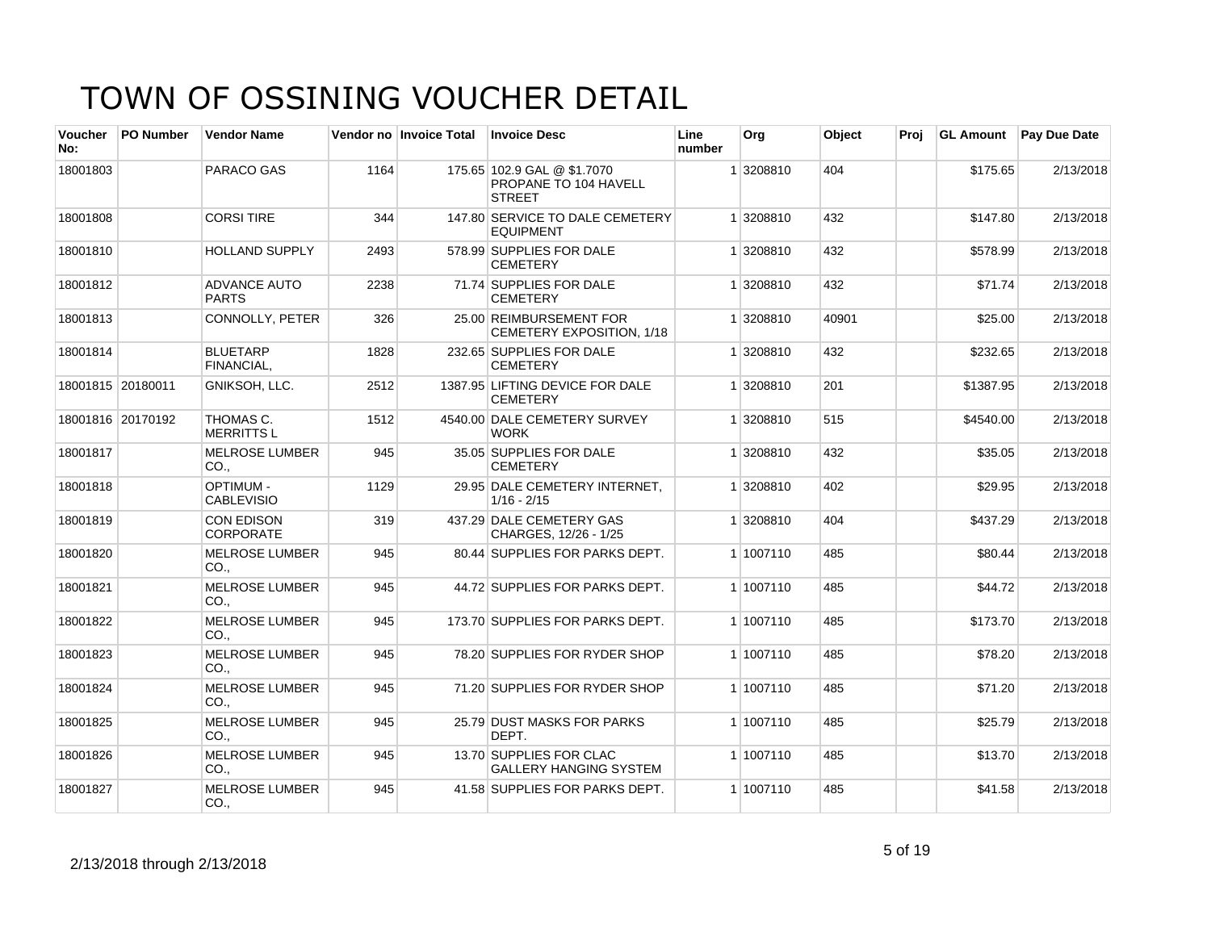# TOWN OF OSSINING VOUCHER DETAIL

| Voucher No: | PO Number | Vendor Name | Vendor no | Invoice Total | Invoice Desc | Line number | Org | Object | Proj | GL Amount | Pay Due Date |
|---|---|---|---|---|---|---|---|---|---|---|---|
| 18001803 | | PARACO GAS | 1164 | 175.65 | 102.9 GAL @ $1.7070 PROPANE TO 104 HAVELL STREET | 1 | 3208810 | 404 | | $175.65 | 2/13/2018 |
| 18001808 | | CORSI TIRE | 344 | 147.80 | SERVICE TO DALE CEMETERY EQUIPMENT | 1 | 3208810 | 432 | | $147.80 | 2/13/2018 |
| 18001810 | | HOLLAND SUPPLY | 2493 | 578.99 | SUPPLIES FOR DALE CEMETERY | 1 | 3208810 | 432 | | $578.99 | 2/13/2018 |
| 18001812 | | ADVANCE AUTO PARTS | 2238 | 71.74 | SUPPLIES FOR DALE CEMETERY | 1 | 3208810 | 432 | | $71.74 | 2/13/2018 |
| 18001813 | | CONNOLLY, PETER | 326 | 25.00 | REIMBURSEMENT FOR CEMETERY EXPOSITION, 1/18 | 1 | 3208810 | 40901 | | $25.00 | 2/13/2018 |
| 18001814 | | BLUETARP FINANCIAL, | 1828 | 232.65 | SUPPLIES FOR DALE CEMETERY | 1 | 3208810 | 432 | | $232.65 | 2/13/2018 |
| 18001815 | 20180011 | GNIKSOH, LLC. | 2512 | 1387.95 | LIFTING DEVICE FOR DALE CEMETERY | 1 | 3208810 | 201 | | $1387.95 | 2/13/2018 |
| 18001816 | 20170192 | THOMAS C. MERRITTS L | 1512 | 4540.00 | DALE CEMETERY SURVEY WORK | 1 | 3208810 | 515 | | $4540.00 | 2/13/2018 |
| 18001817 | | MELROSE LUMBER CO., | 945 | 35.05 | SUPPLIES FOR DALE CEMETERY | 1 | 3208810 | 432 | | $35.05 | 2/13/2018 |
| 18001818 | | OPTIMUM - CABLEVISIO | 1129 | 29.95 | DALE CEMETERY INTERNET, 1/16 - 2/15 | 1 | 3208810 | 402 | | $29.95 | 2/13/2018 |
| 18001819 | | CON EDISON CORPORATE | 319 | 437.29 | DALE CEMETERY GAS CHARGES, 12/26 - 1/25 | 1 | 3208810 | 404 | | $437.29 | 2/13/2018 |
| 18001820 | | MELROSE LUMBER CO., | 945 | 80.44 | SUPPLIES FOR PARKS DEPT. | 1 | 1007110 | 485 | | $80.44 | 2/13/2018 |
| 18001821 | | MELROSE LUMBER CO., | 945 | 44.72 | SUPPLIES FOR PARKS DEPT. | 1 | 1007110 | 485 | | $44.72 | 2/13/2018 |
| 18001822 | | MELROSE LUMBER CO., | 945 | 173.70 | SUPPLIES FOR PARKS DEPT. | 1 | 1007110 | 485 | | $173.70 | 2/13/2018 |
| 18001823 | | MELROSE LUMBER CO., | 945 | 78.20 | SUPPLIES FOR RYDER SHOP | 1 | 1007110 | 485 | | $78.20 | 2/13/2018 |
| 18001824 | | MELROSE LUMBER CO., | 945 | 71.20 | SUPPLIES FOR RYDER SHOP | 1 | 1007110 | 485 | | $71.20 | 2/13/2018 |
| 18001825 | | MELROSE LUMBER CO., | 945 | 25.79 | DUST MASKS FOR PARKS DEPT. | 1 | 1007110 | 485 | | $25.79 | 2/13/2018 |
| 18001826 | | MELROSE LUMBER CO., | 945 | 13.70 | SUPPLIES FOR CLAC GALLERY HANGING SYSTEM | 1 | 1007110 | 485 | | $13.70 | 2/13/2018 |
| 18001827 | | MELROSE LUMBER CO., | 945 | 41.58 | SUPPLIES FOR PARKS DEPT. | 1 | 1007110 | 485 | | $41.58 | 2/13/2018 |

2/13/2018 through 2/13/2018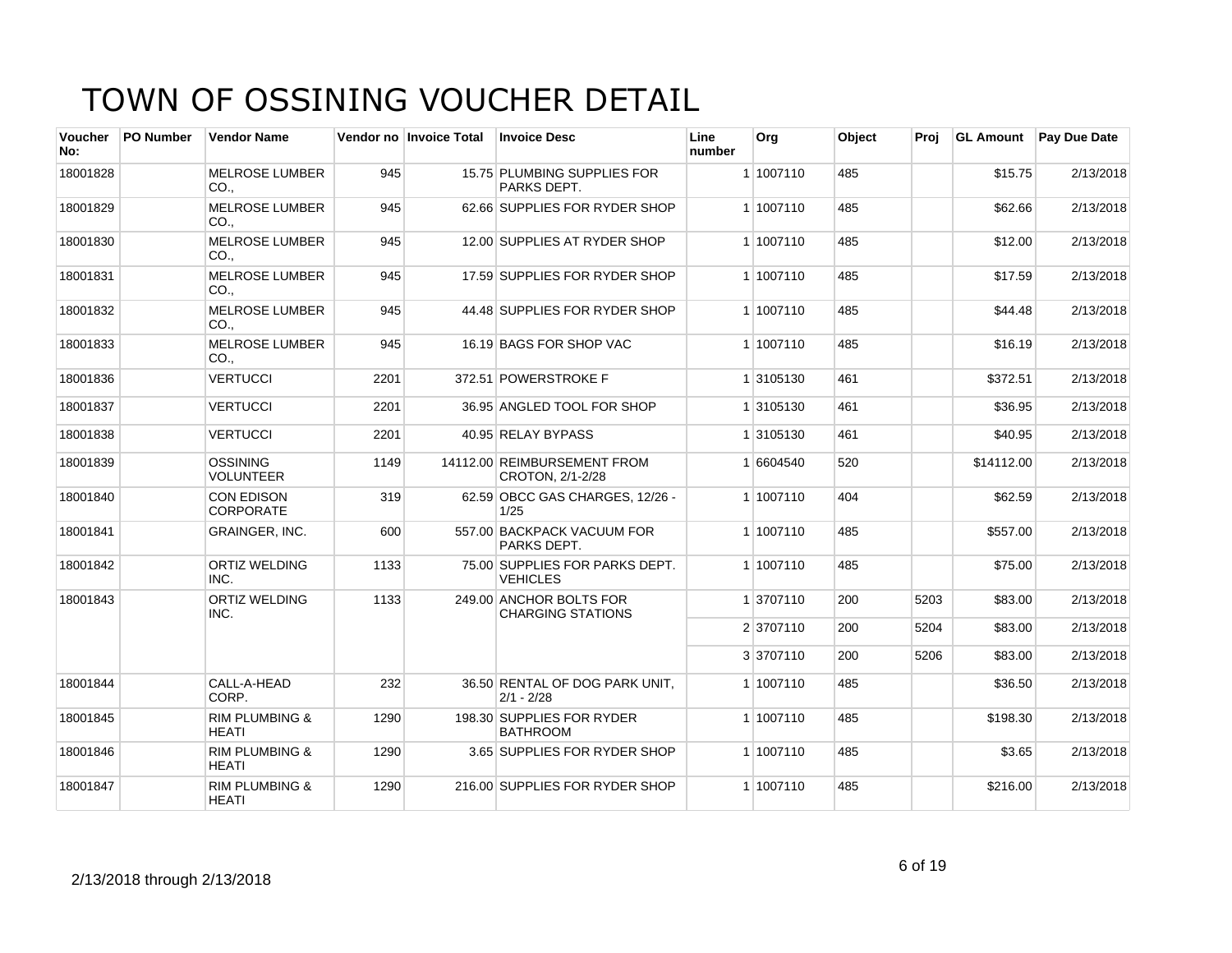# TOWN OF OSSINING VOUCHER DETAIL

| Voucher No: | PO Number | Vendor Name | Vendor no | Invoice Total | Invoice Desc | Line number | Org | Object | Proj | GL Amount | Pay Due Date |
|---|---|---|---|---|---|---|---|---|---|---|---|
| 18001828 | | MELROSE LUMBER CO., | 945 | 15.75 | PLUMBING SUPPLIES FOR PARKS DEPT. | 1 | 1007110 | 485 | | $15.75 | 2/13/2018 |
| 18001829 | | MELROSE LUMBER CO., | 945 | 62.66 | SUPPLIES FOR RYDER SHOP | 1 | 1007110 | 485 | | $62.66 | 2/13/2018 |
| 18001830 | | MELROSE LUMBER CO., | 945 | 12.00 | SUPPLIES AT RYDER SHOP | 1 | 1007110 | 485 | | $12.00 | 2/13/2018 |
| 18001831 | | MELROSE LUMBER CO., | 945 | 17.59 | SUPPLIES FOR RYDER SHOP | 1 | 1007110 | 485 | | $17.59 | 2/13/2018 |
| 18001832 | | MELROSE LUMBER CO., | 945 | 44.48 | SUPPLIES FOR RYDER SHOP | 1 | 1007110 | 485 | | $44.48 | 2/13/2018 |
| 18001833 | | MELROSE LUMBER CO., | 945 | 16.19 | BAGS FOR SHOP VAC | 1 | 1007110 | 485 | | $16.19 | 2/13/2018 |
| 18001836 | | VERTUCCI | 2201 | 372.51 | POWERSTROKE F | 1 | 3105130 | 461 | | $372.51 | 2/13/2018 |
| 18001837 | | VERTUCCI | 2201 | 36.95 | ANGLED TOOL FOR SHOP | 1 | 3105130 | 461 | | $36.95 | 2/13/2018 |
| 18001838 | | VERTUCCI | 2201 | 40.95 | RELAY BYPASS | 1 | 3105130 | 461 | | $40.95 | 2/13/2018 |
| 18001839 | | OSSINING VOLUNTEER | 1149 | 14112.00 | REIMBURSEMENT FROM CROTON, 2/1-2/28 | 1 | 6604540 | 520 | | $14112.00 | 2/13/2018 |
| 18001840 | | CON EDISON CORPORATE | 319 | 62.59 | OBCC GAS CHARGES, 12/26 - 1/25 | 1 | 1007110 | 404 | | $62.59 | 2/13/2018 |
| 18001841 | | GRAINGER, INC. | 600 | 557.00 | BACKPACK VACUUM FOR PARKS DEPT. | 1 | 1007110 | 485 | | $557.00 | 2/13/2018 |
| 18001842 | | ORTIZ WELDING INC. | 1133 | 75.00 | SUPPLIES FOR PARKS DEPT. VEHICLES | 1 | 1007110 | 485 | | $75.00 | 2/13/2018 |
| 18001843 | | ORTIZ WELDING INC. | 1133 | 249.00 | ANCHOR BOLTS FOR CHARGING STATIONS | 1 | 3707110 | 200 | 5203 | $83.00 | 2/13/2018 |
| | | | | | | 2 | 3707110 | 200 | 5204 | $83.00 | 2/13/2018 |
| | | | | | | 3 | 3707110 | 200 | 5206 | $83.00 | 2/13/2018 |
| 18001844 | | CALL-A-HEAD CORP. | 232 | 36.50 | RENTAL OF DOG PARK UNIT, 2/1 - 2/28 | 1 | 1007110 | 485 | | $36.50 | 2/13/2018 |
| 18001845 | | RIM PLUMBING & HEATI | 1290 | 198.30 | SUPPLIES FOR RYDER BATHROOM | 1 | 1007110 | 485 | | $198.30 | 2/13/2018 |
| 18001846 | | RIM PLUMBING & HEATI | 1290 | 3.65 | SUPPLIES FOR RYDER SHOP | 1 | 1007110 | 485 | | $3.65 | 2/13/2018 |
| 18001847 | | RIM PLUMBING & HEATI | 1290 | 216.00 | SUPPLIES FOR RYDER SHOP | 1 | 1007110 | 485 | | $216.00 | 2/13/2018 |

2/13/2018 through 2/13/2018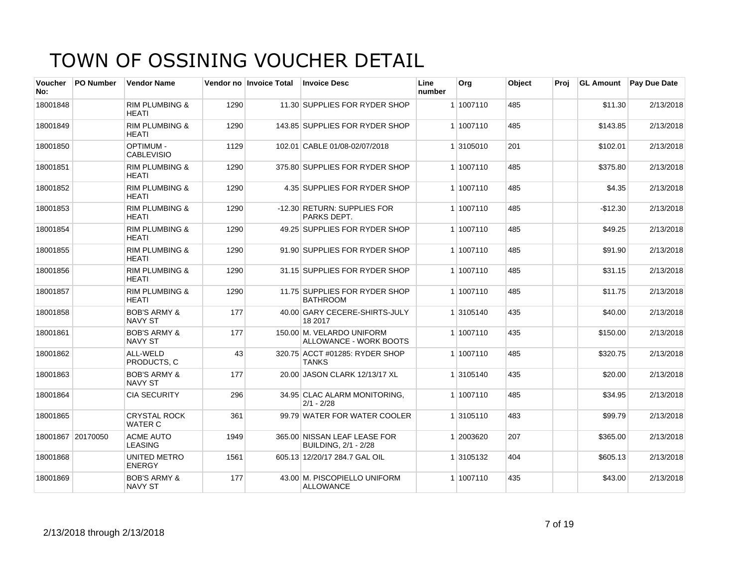# TOWN OF OSSINING VOUCHER DETAIL

| Voucher No: | PO Number | Vendor Name | Vendor no | Invoice Total | Invoice Desc | Line number | Org | Object | Proj | GL Amount | Pay Due Date |
|---|---|---|---|---|---|---|---|---|---|---|---|
| 18001848 | | RIM PLUMBING & HEATI | 1290 | 11.30 | SUPPLIES FOR RYDER SHOP | 1 | 1007110 | 485 | | $11.30 | 2/13/2018 |
| 18001849 | | RIM PLUMBING & HEATI | 1290 | 143.85 | SUPPLIES FOR RYDER SHOP | 1 | 1007110 | 485 | | $143.85 | 2/13/2018 |
| 18001850 | | OPTIMUM - CABLEVISIO | 1129 | 102.01 | CABLE 01/08-02/07/2018 | 1 | 3105010 | 201 | | $102.01 | 2/13/2018 |
| 18001851 | | RIM PLUMBING & HEATI | 1290 | 375.80 | SUPPLIES FOR RYDER SHOP | 1 | 1007110 | 485 | | $375.80 | 2/13/2018 |
| 18001852 | | RIM PLUMBING & HEATI | 1290 | 4.35 | SUPPLIES FOR RYDER SHOP | 1 | 1007110 | 485 | | $4.35 | 2/13/2018 |
| 18001853 | | RIM PLUMBING & HEATI | 1290 | -12.30 | RETURN: SUPPLIES FOR PARKS DEPT. | 1 | 1007110 | 485 | | -$12.30 | 2/13/2018 |
| 18001854 | | RIM PLUMBING & HEATI | 1290 | 49.25 | SUPPLIES FOR RYDER SHOP | 1 | 1007110 | 485 | | $49.25 | 2/13/2018 |
| 18001855 | | RIM PLUMBING & HEATI | 1290 | 91.90 | SUPPLIES FOR RYDER SHOP | 1 | 1007110 | 485 | | $91.90 | 2/13/2018 |
| 18001856 | | RIM PLUMBING & HEATI | 1290 | 31.15 | SUPPLIES FOR RYDER SHOP | 1 | 1007110 | 485 | | $31.15 | 2/13/2018 |
| 18001857 | | RIM PLUMBING & HEATI | 1290 | 11.75 | SUPPLIES FOR RYDER SHOP BATHROOM | 1 | 1007110 | 485 | | $11.75 | 2/13/2018 |
| 18001858 | | BOB'S ARMY & NAVY ST | 177 | 40.00 | GARY CECERE-SHIRTS-JULY 18 2017 | 1 | 3105140 | 435 | | $40.00 | 2/13/2018 |
| 18001861 | | BOB'S ARMY & NAVY ST | 177 | 150.00 | M. VELARDO UNIFORM ALLOWANCE - WORK BOOTS | 1 | 1007110 | 435 | | $150.00 | 2/13/2018 |
| 18001862 | | ALL-WELD PRODUCTS, C | 43 | 320.75 | ACCT #01285: RYDER SHOP TANKS | 1 | 1007110 | 485 | | $320.75 | 2/13/2018 |
| 18001863 | | BOB'S ARMY & NAVY ST | 177 | 20.00 | JASON CLARK 12/13/17 XL | 1 | 3105140 | 435 | | $20.00 | 2/13/2018 |
| 18001864 | | CIA SECURITY | 296 | 34.95 | CLAC ALARM MONITORING, 2/1 - 2/28 | 1 | 1007110 | 485 | | $34.95 | 2/13/2018 |
| 18001865 | | CRYSTAL ROCK WATER C | 361 | 99.79 | WATER FOR WATER COOLER | 1 | 3105110 | 483 | | $99.79 | 2/13/2018 |
| 18001867 | 20170050 | ACME AUTO LEASING | 1949 | 365.00 | NISSAN LEAF LEASE FOR BUILDING, 2/1 - 2/28 | 1 | 2003620 | 207 | | $365.00 | 2/13/2018 |
| 18001868 | | UNITED METRO ENERGY | 1561 | 605.13 | 12/20/17 284.7 GAL OIL | 1 | 3105132 | 404 | | $605.13 | 2/13/2018 |
| 18001869 | | BOB'S ARMY & NAVY ST | 177 | 43.00 | M. PISCOPIELLO UNIFORM ALLOWANCE | 1 | 1007110 | 435 | | $43.00 | 2/13/2018 |

2/13/2018 through 2/13/2018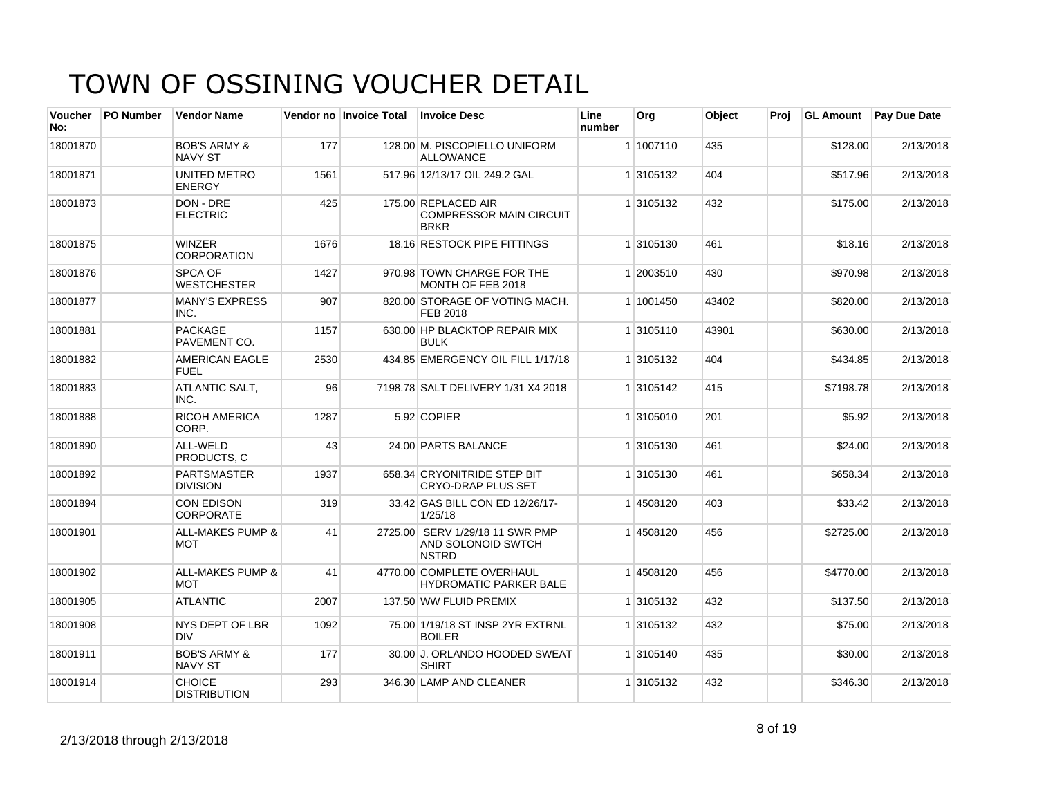# TOWN OF OSSINING VOUCHER DETAIL

| Voucher No: | PO Number | Vendor Name | Vendor no | Invoice Total | Invoice Desc | Line number | Org | Object | Proj | GL Amount | Pay Due Date |
|---|---|---|---|---|---|---|---|---|---|---|---|
| 18001870 | | BOB'S ARMY & NAVY ST | 177 | 128.00 | M. PISCOPIELLO UNIFORM ALLOWANCE | 1 | 1007110 | 435 | | $128.00 | 2/13/2018 |
| 18001871 | | UNITED METRO ENERGY | 1561 | 517.96 | 12/13/17 OIL 249.2 GAL | 1 | 3105132 | 404 | | $517.96 | 2/13/2018 |
| 18001873 | | DON - DRE ELECTRIC | 425 | 175.00 | REPLACED AIR COMPRESSOR MAIN CIRCUIT BRKR | 1 | 3105132 | 432 | | $175.00 | 2/13/2018 |
| 18001875 | | WINZER CORPORATION | 1676 | 18.16 | RESTOCK PIPE FITTINGS | 1 | 3105130 | 461 | | $18.16 | 2/13/2018 |
| 18001876 | | SPCA OF WESTCHESTER | 1427 | 970.98 | TOWN CHARGE FOR THE MONTH OF FEB 2018 | 1 | 2003510 | 430 | | $970.98 | 2/13/2018 |
| 18001877 | | MANY'S EXPRESS INC. | 907 | 820.00 | STORAGE OF VOTING MACH. FEB 2018 | 1 | 1001450 | 43402 | | $820.00 | 2/13/2018 |
| 18001881 | | PACKAGE PAVEMENT CO. | 1157 | 630.00 | HP BLACKTOP REPAIR MIX BULK | 1 | 3105110 | 43901 | | $630.00 | 2/13/2018 |
| 18001882 | | AMERICAN EAGLE FUEL | 2530 | 434.85 | EMERGENCY OIL FILL 1/17/18 | 1 | 3105132 | 404 | | $434.85 | 2/13/2018 |
| 18001883 | | ATLANTIC SALT, INC. | 96 | 7198.78 | SALT DELIVERY 1/31 X4 2018 | 1 | 3105142 | 415 | | $7198.78 | 2/13/2018 |
| 18001888 | | RICOH AMERICA CORP. | 1287 | 5.92 | COPIER | 1 | 3105010 | 201 | | $5.92 | 2/13/2018 |
| 18001890 | | ALL-WELD PRODUCTS, C | 43 | 24.00 | PARTS BALANCE | 1 | 3105130 | 461 | | $24.00 | 2/13/2018 |
| 18001892 | | PARTSMASTER DIVISION | 1937 | 658.34 | CRYONITRIDE STEP BIT CRYO-DRAP PLUS SET | 1 | 3105130 | 461 | | $658.34 | 2/13/2018 |
| 18001894 | | CON EDISON CORPORATE | 319 | 33.42 | GAS BILL CON ED 12/26/17-1/25/18 | 1 | 4508120 | 403 | | $33.42 | 2/13/2018 |
| 18001901 | | ALL-MAKES PUMP & MOT | 41 | 2725.00 | SERV 1/29/18 11 SWR PMP AND SOLONOID SWTCH NSTRD | 1 | 4508120 | 456 | | $2725.00 | 2/13/2018 |
| 18001902 | | ALL-MAKES PUMP & MOT | 41 | 4770.00 | COMPLETE OVERHAUL HYDROMATIC PARKER BALE | 1 | 4508120 | 456 | | $4770.00 | 2/13/2018 |
| 18001905 | | ATLANTIC | 2007 | 137.50 | WW FLUID PREMIX | 1 | 3105132 | 432 | | $137.50 | 2/13/2018 |
| 18001908 | | NYS DEPT OF LBR DIV | 1092 | 75.00 | 1/19/18 ST INSP 2YR EXTRNL BOILER | 1 | 3105132 | 432 | | $75.00 | 2/13/2018 |
| 18001911 | | BOB'S ARMY & NAVY ST | 177 | 30.00 | J. ORLANDO HOODED SWEAT SHIRT | 1 | 3105140 | 435 | | $30.00 | 2/13/2018 |
| 18001914 | | CHOICE DISTRIBUTION | 293 | 346.30 | LAMP AND CLEANER | 1 | 3105132 | 432 | | $346.30 | 2/13/2018 |

2/13/2018 through 2/13/2018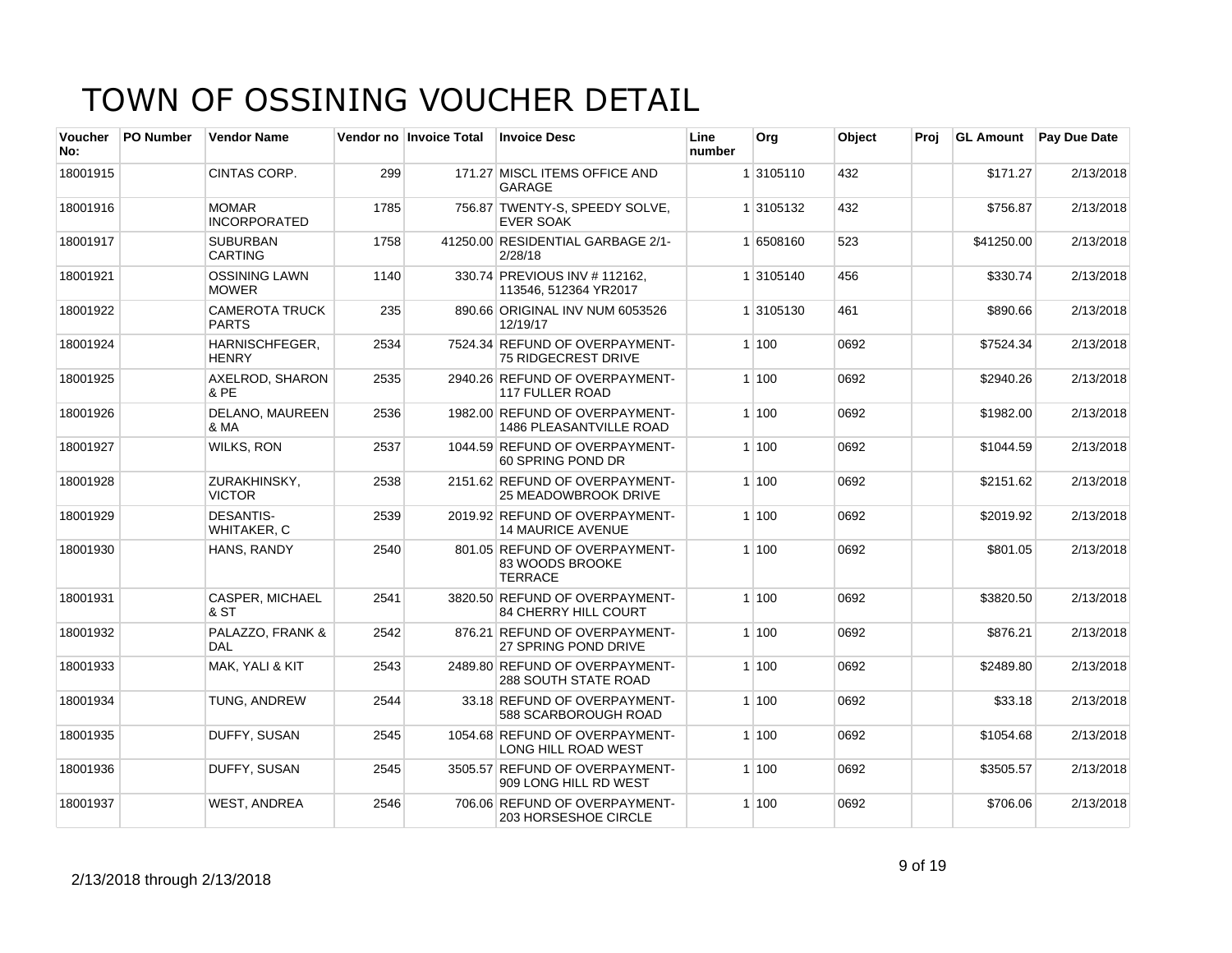# TOWN OF OSSINING VOUCHER DETAIL

| Voucher No: | PO Number | Vendor Name | Vendor no | Invoice Total | Invoice Desc | Line number | Org | Object | Proj | GL Amount | Pay Due Date |
|---|---|---|---|---|---|---|---|---|---|---|---|
| 18001915 | | CINTAS CORP. | 299 | 171.27 | MISCL ITEMS OFFICE AND GARAGE | 1 | 3105110 | 432 | | $171.27 | 2/13/2018 |
| 18001916 | | MOMAR INCORPORATED | 1785 | 756.87 | TWENTY-S, SPEEDY SOLVE, EVER SOAK | 1 | 3105132 | 432 | | $756.87 | 2/13/2018 |
| 18001917 | | SUBURBAN CARTING | 1758 | 41250.00 | RESIDENTIAL GARBAGE 2/1-2/28/18 | 1 | 6508160 | 523 | | $41250.00 | 2/13/2018 |
| 18001921 | | OSSINING LAWN MOWER | 1140 | 330.74 | PREVIOUS INV # 112162, 113546, 512364 YR2017 | 1 | 3105140 | 456 | | $330.74 | 2/13/2018 |
| 18001922 | | CAMEROTA TRUCK PARTS | 235 | 890.66 | ORIGINAL INV NUM 6053526 12/19/17 | 1 | 3105130 | 461 | | $890.66 | 2/13/2018 |
| 18001924 | | HARNISCHFEGER, HENRY | 2534 | 7524.34 | REFUND OF OVERPAYMENT- 75 RIDGECREST DRIVE | 1 | 100 | 0692 | | $7524.34 | 2/13/2018 |
| 18001925 | | AXELROD, SHARON & PE | 2535 | 2940.26 | REFUND OF OVERPAYMENT- 117 FULLER ROAD | 1 | 100 | 0692 | | $2940.26 | 2/13/2018 |
| 18001926 | | DELANO, MAUREEN & MA | 2536 | 1982.00 | REFUND OF OVERPAYMENT- 1486 PLEASANTVILLE ROAD | 1 | 100 | 0692 | | $1982.00 | 2/13/2018 |
| 18001927 | | WILKS, RON | 2537 | 1044.59 | REFUND OF OVERPAYMENT- 60 SPRING POND DR | 1 | 100 | 0692 | | $1044.59 | 2/13/2018 |
| 18001928 | | ZURAKHINSKY, VICTOR | 2538 | 2151.62 | REFUND OF OVERPAYMENT- 25 MEADOWBROOK DRIVE | 1 | 100 | 0692 | | $2151.62 | 2/13/2018 |
| 18001929 | | DESANTIS-WHITAKER, C | 2539 | 2019.92 | REFUND OF OVERPAYMENT- 14 MAURICE AVENUE | 1 | 100 | 0692 | | $2019.92 | 2/13/2018 |
| 18001930 | | HANS, RANDY | 2540 | 801.05 | REFUND OF OVERPAYMENT- 83 WOODS BROOKE TERRACE | 1 | 100 | 0692 | | $801.05 | 2/13/2018 |
| 18001931 | | CASPER, MICHAEL & ST | 2541 | 3820.50 | REFUND OF OVERPAYMENT- 84 CHERRY HILL COURT | 1 | 100 | 0692 | | $3820.50 | 2/13/2018 |
| 18001932 | | PALAZZO, FRANK & DAL | 2542 | 876.21 | REFUND OF OVERPAYMENT- 27 SPRING POND DRIVE | 1 | 100 | 0692 | | $876.21 | 2/13/2018 |
| 18001933 | | MAK, YALI & KIT | 2543 | 2489.80 | REFUND OF OVERPAYMENT- 288 SOUTH STATE ROAD | 1 | 100 | 0692 | | $2489.80 | 2/13/2018 |
| 18001934 | | TUNG, ANDREW | 2544 | 33.18 | REFUND OF OVERPAYMENT- 588 SCARBOROUGH ROAD | 1 | 100 | 0692 | | $33.18 | 2/13/2018 |
| 18001935 | | DUFFY, SUSAN | 2545 | 1054.68 | REFUND OF OVERPAYMENT- LONG HILL ROAD WEST | 1 | 100 | 0692 | | $1054.68 | 2/13/2018 |
| 18001936 | | DUFFY, SUSAN | 2545 | 3505.57 | REFUND OF OVERPAYMENT- 909 LONG HILL RD WEST | 1 | 100 | 0692 | | $3505.57 | 2/13/2018 |
| 18001937 | | WEST, ANDREA | 2546 | 706.06 | REFUND OF OVERPAYMENT- 203 HORSESHOE CIRCLE | 1 | 100 | 0692 | | $706.06 | 2/13/2018 |

2/13/2018 through 2/13/2018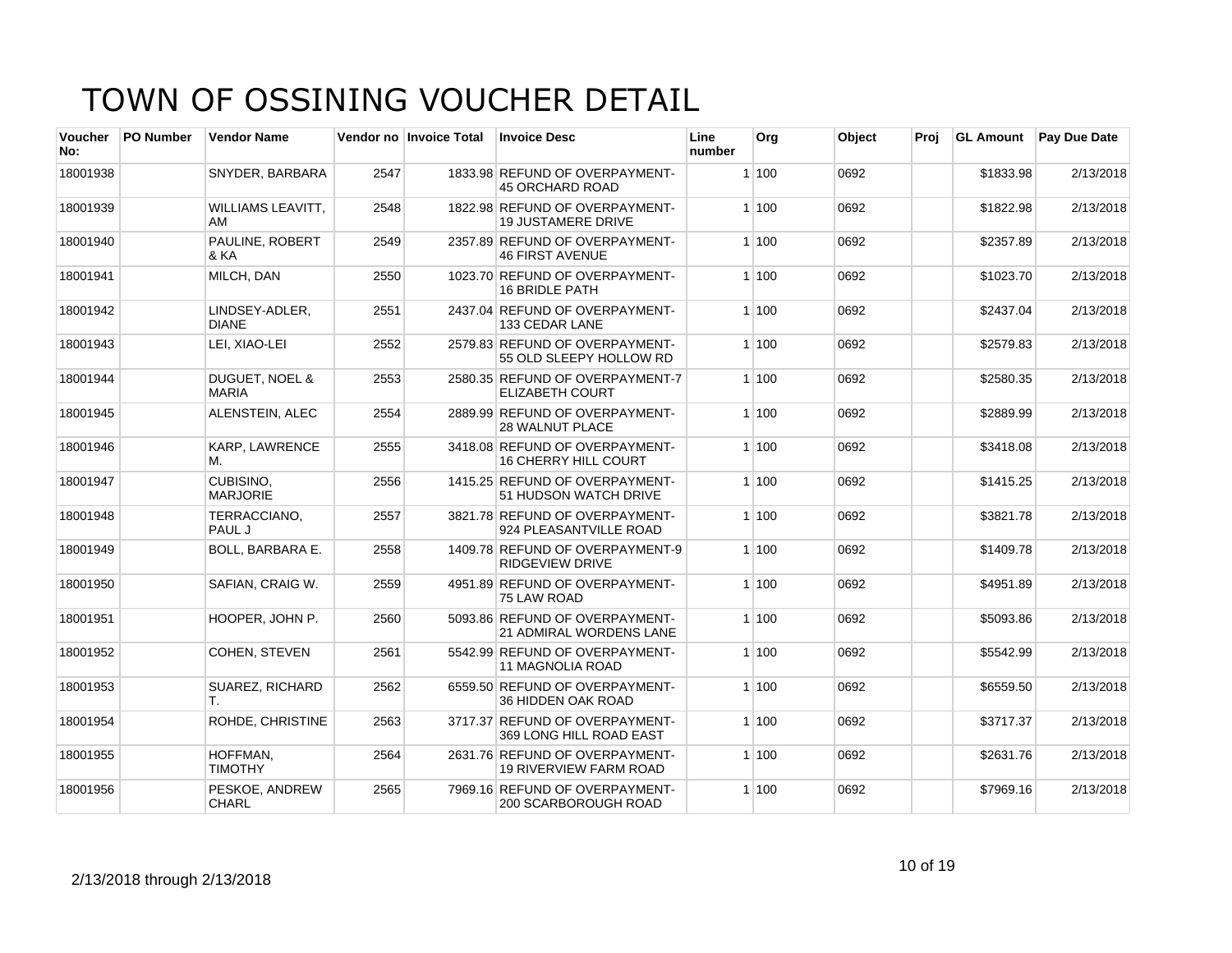# TOWN OF OSSINING VOUCHER DETAIL

| Voucher No: | PO Number | Vendor Name | Vendor no | Invoice Total | Invoice Desc | Line number | Org | Object | Proj | GL Amount | Pay Due Date |
|---|---|---|---|---|---|---|---|---|---|---|---|
| 18001938 | | SNYDER, BARBARA | 2547 | 1833.98 | REFUND OF OVERPAYMENT-45 ORCHARD ROAD | 1 | 100 | 0692 | | $1833.98 | 2/13/2018 |
| 18001939 | | WILLIAMS LEAVITT, AM | 2548 | 1822.98 | REFUND OF OVERPAYMENT-19 JUSTAMERE DRIVE | 1 | 100 | 0692 | | $1822.98 | 2/13/2018 |
| 18001940 | | PAULINE, ROBERT & KA | 2549 | 2357.89 | REFUND OF OVERPAYMENT-46 FIRST AVENUE | 1 | 100 | 0692 | | $2357.89 | 2/13/2018 |
| 18001941 | | MILCH, DAN | 2550 | 1023.70 | REFUND OF OVERPAYMENT-16 BRIDLE PATH | 1 | 100 | 0692 | | $1023.70 | 2/13/2018 |
| 18001942 | | LINDSEY-ADLER, DIANE | 2551 | 2437.04 | REFUND OF OVERPAYMENT-133 CEDAR LANE | 1 | 100 | 0692 | | $2437.04 | 2/13/2018 |
| 18001943 | | LEI, XIAO-LEI | 2552 | 2579.83 | REFUND OF OVERPAYMENT-55 OLD SLEEPY HOLLOW RD | 1 | 100 | 0692 | | $2579.83 | 2/13/2018 |
| 18001944 | | DUGUET, NOEL & MARIA | 2553 | 2580.35 | REFUND OF OVERPAYMENT-7 ELIZABETH COURT | 1 | 100 | 0692 | | $2580.35 | 2/13/2018 |
| 18001945 | | ALENSTEIN, ALEC | 2554 | 2889.99 | REFUND OF OVERPAYMENT-28 WALNUT PLACE | 1 | 100 | 0692 | | $2889.99 | 2/13/2018 |
| 18001946 | | KARP, LAWRENCE M. | 2555 | 3418.08 | REFUND OF OVERPAYMENT-16 CHERRY HILL COURT | 1 | 100 | 0692 | | $3418.08 | 2/13/2018 |
| 18001947 | | CUBISINO, MARJORIE | 2556 | 1415.25 | REFUND OF OVERPAYMENT-51 HUDSON WATCH DRIVE | 1 | 100 | 0692 | | $1415.25 | 2/13/2018 |
| 18001948 | | TERRACCIANO, PAUL J | 2557 | 3821.78 | REFUND OF OVERPAYMENT-924 PLEASANTVILLE ROAD | 1 | 100 | 0692 | | $3821.78 | 2/13/2018 |
| 18001949 | | BOLL, BARBARA E. | 2558 | 1409.78 | REFUND OF OVERPAYMENT-9 RIDGEVIEW DRIVE | 1 | 100 | 0692 | | $1409.78 | 2/13/2018 |
| 18001950 | | SAFIAN, CRAIG W. | 2559 | 4951.89 | REFUND OF OVERPAYMENT-75 LAW ROAD | 1 | 100 | 0692 | | $4951.89 | 2/13/2018 |
| 18001951 | | HOOPER, JOHN P. | 2560 | 5093.86 | REFUND OF OVERPAYMENT-21 ADMIRAL WORDENS LANE | 1 | 100 | 0692 | | $5093.86 | 2/13/2018 |
| 18001952 | | COHEN, STEVEN | 2561 | 5542.99 | REFUND OF OVERPAYMENT-11 MAGNOLIA ROAD | 1 | 100 | 0692 | | $5542.99 | 2/13/2018 |
| 18001953 | | SUAREZ, RICHARD T. | 2562 | 6559.50 | REFUND OF OVERPAYMENT-36 HIDDEN OAK ROAD | 1 | 100 | 0692 | | $6559.50 | 2/13/2018 |
| 18001954 | | ROHDE, CHRISTINE | 2563 | 3717.37 | REFUND OF OVERPAYMENT-369 LONG HILL ROAD EAST | 1 | 100 | 0692 | | $3717.37 | 2/13/2018 |
| 18001955 | | HOFFMAN, TIMOTHY | 2564 | 2631.76 | REFUND OF OVERPAYMENT-19 RIVERVIEW FARM ROAD | 1 | 100 | 0692 | | $2631.76 | 2/13/2018 |
| 18001956 | | PESKOE, ANDREW CHARL | 2565 | 7969.16 | REFUND OF OVERPAYMENT-200 SCARBOROUGH ROAD | 1 | 100 | 0692 | | $7969.16 | 2/13/2018 |

2/13/2018 through 2/13/2018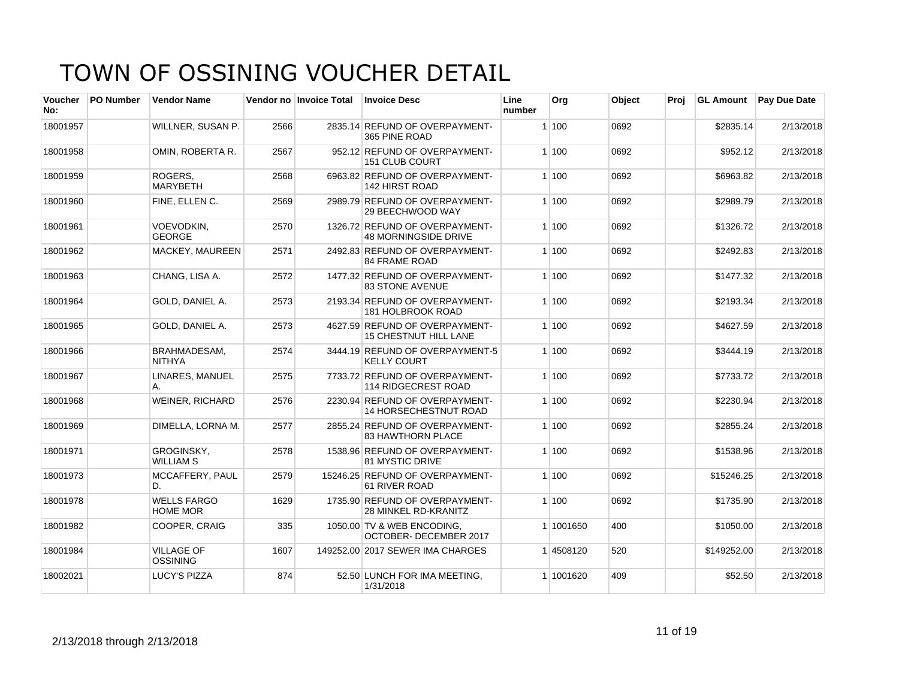# TOWN OF OSSINING VOUCHER DETAIL

| Voucher No: | PO Number | Vendor Name | Vendor no | Invoice Total | Invoice Desc | Line number | Org | Object | Proj | GL Amount | Pay Due Date |
|---|---|---|---|---|---|---|---|---|---|---|---|
| 18001957 | | WILLNER, SUSAN P. | 2566 | 2835.14 | REFUND OF OVERPAYMENT- 365 PINE ROAD | 1 | 100 | 0692 | | $2835.14 | 2/13/2018 |
| 18001958 | | OMIN, ROBERTA R. | 2567 | 952.12 | REFUND OF OVERPAYMENT- 151 CLUB COURT | 1 | 100 | 0692 | | $952.12 | 2/13/2018 |
| 18001959 | | ROGERS, MARYBETH | 2568 | 6963.82 | REFUND OF OVERPAYMENT- 142 HIRST ROAD | 1 | 100 | 0692 | | $6963.82 | 2/13/2018 |
| 18001960 | | FINE, ELLEN C. | 2569 | 2989.79 | REFUND OF OVERPAYMENT- 29 BEECHWOOD WAY | 1 | 100 | 0692 | | $2989.79 | 2/13/2018 |
| 18001961 | | VOEVODKIN, GEORGE | 2570 | 1326.72 | REFUND OF OVERPAYMENT- 48 MORNINGSIDE DRIVE | 1 | 100 | 0692 | | $1326.72 | 2/13/2018 |
| 18001962 | | MACKEY, MAUREEN | 2571 | 2492.83 | REFUND OF OVERPAYMENT- 84 FRAME ROAD | 1 | 100 | 0692 | | $2492.83 | 2/13/2018 |
| 18001963 | | CHANG, LISA A. | 2572 | 1477.32 | REFUND OF OVERPAYMENT- 83 STONE AVENUE | 1 | 100 | 0692 | | $1477.32 | 2/13/2018 |
| 18001964 | | GOLD, DANIEL A. | 2573 | 2193.34 | REFUND OF OVERPAYMENT- 181 HOLBROOK ROAD | 1 | 100 | 0692 | | $2193.34 | 2/13/2018 |
| 18001965 | | GOLD, DANIEL A. | 2573 | 4627.59 | REFUND OF OVERPAYMENT- 15 CHESTNUT HILL LANE | 1 | 100 | 0692 | | $4627.59 | 2/13/2018 |
| 18001966 | | BRAHMADESAM, NITHYA | 2574 | 3444.19 | REFUND OF OVERPAYMENT-5 KELLY COURT | 1 | 100 | 0692 | | $3444.19 | 2/13/2018 |
| 18001967 | | LINARES, MANUEL A. | 2575 | 7733.72 | REFUND OF OVERPAYMENT- 114 RIDGECREST ROAD | 1 | 100 | 0692 | | $7733.72 | 2/13/2018 |
| 18001968 | | WEINER, RICHARD | 2576 | 2230.94 | REFUND OF OVERPAYMENT- 14 HORSECHESTNUT ROAD | 1 | 100 | 0692 | | $2230.94 | 2/13/2018 |
| 18001969 | | DIMELLA, LORNA M. | 2577 | 2855.24 | REFUND OF OVERPAYMENT- 83 HAWTHORN PLACE | 1 | 100 | 0692 | | $2855.24 | 2/13/2018 |
| 18001971 | | GROGINSKY, WILLIAM S | 2578 | 1538.96 | REFUND OF OVERPAYMENT- 81 MYSTIC DRIVE | 1 | 100 | 0692 | | $1538.96 | 2/13/2018 |
| 18001973 | | MCCAFFERY, PAUL D. | 2579 | 15246.25 | REFUND OF OVERPAYMENT- 61 RIVER ROAD | 1 | 100 | 0692 | | $15246.25 | 2/13/2018 |
| 18001978 | | WELLS FARGO HOME MOR | 1629 | 1735.90 | REFUND OF OVERPAYMENT- 28 MINKEL RD-KRANITZ | 1 | 100 | 0692 | | $1735.90 | 2/13/2018 |
| 18001982 | | COOPER, CRAIG | 335 | 1050.00 | TV & WEB ENCODING, OCTOBER- DECEMBER 2017 | 1 | 1001650 | 400 | | $1050.00 | 2/13/2018 |
| 18001984 | | VILLAGE OF OSSINING | 1607 | 149252.00 | 2017 SEWER IMA CHARGES | 1 | 4508120 | 520 | | $149252.00 | 2/13/2018 |
| 18002021 | | LUCY'S PIZZA | 874 | 52.50 | LUNCH FOR IMA MEETING, 1/31/2018 | 1 | 1001620 | 409 | | $52.50 | 2/13/2018 |

2/13/2018 through 2/13/2018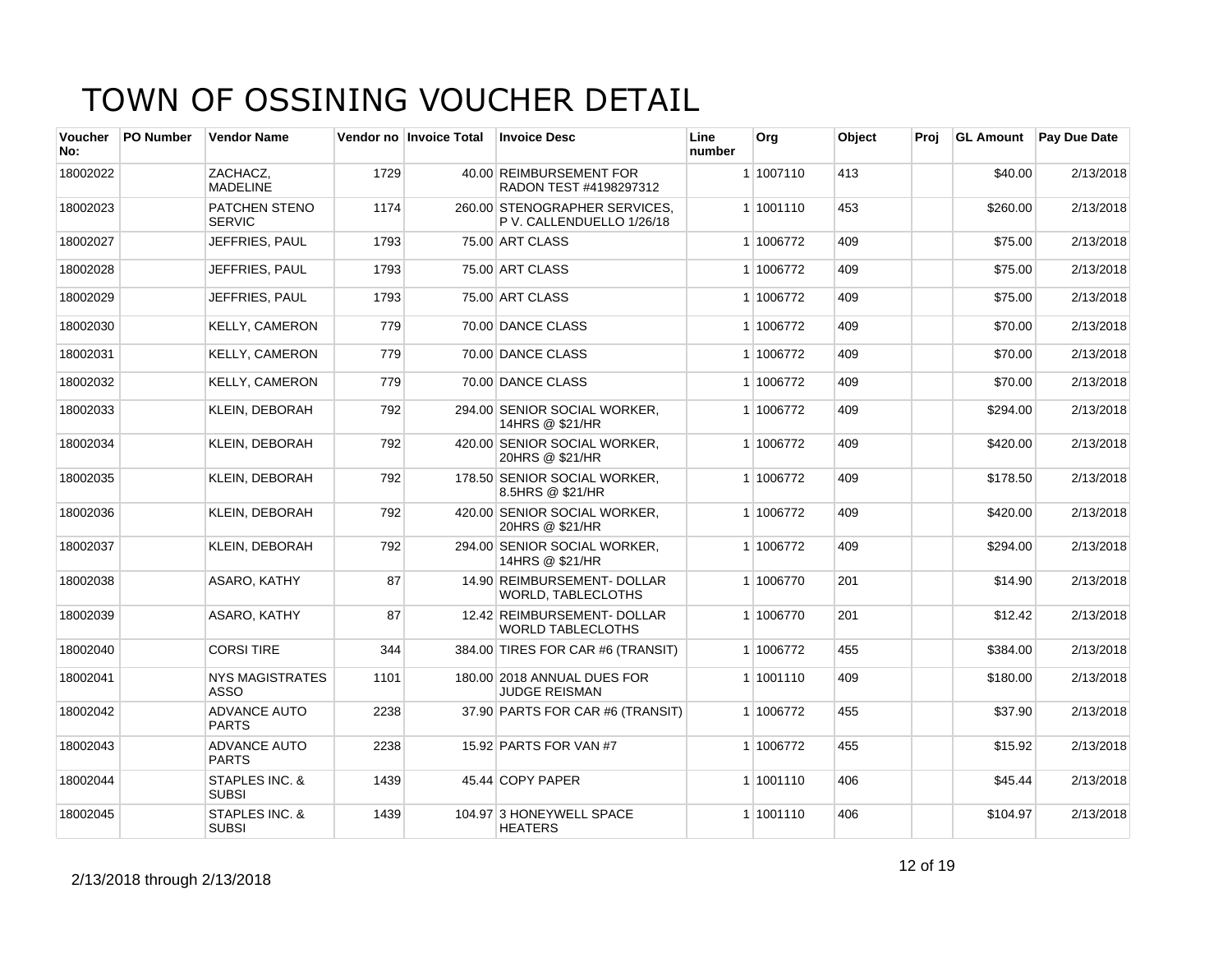# TOWN OF OSSINING VOUCHER DETAIL

| Voucher No: | PO Number | Vendor Name | Vendor no | Invoice Total | Invoice Desc | Line number | Org | Object | Proj | GL Amount | Pay Due Date |
|---|---|---|---|---|---|---|---|---|---|---|---|
| 18002022 | | ZACHACZ, MADELINE | 1729 | 40.00 | REIMBURSEMENT FOR RADON TEST #4198297312 | 1 | 1007110 | 413 | | $40.00 | 2/13/2018 |
| 18002023 | | PATCHEN STENO SERVIC | 1174 | 260.00 | STENOGRAPHER SERVICES, P V. CALLENDUELLO 1/26/18 | 1 | 1001110 | 453 | | $260.00 | 2/13/2018 |
| 18002027 | | JEFFRIES, PAUL | 1793 | 75.00 | ART CLASS | 1 | 1006772 | 409 | | $75.00 | 2/13/2018 |
| 18002028 | | JEFFRIES, PAUL | 1793 | 75.00 | ART CLASS | 1 | 1006772 | 409 | | $75.00 | 2/13/2018 |
| 18002029 | | JEFFRIES, PAUL | 1793 | 75.00 | ART CLASS | 1 | 1006772 | 409 | | $75.00 | 2/13/2018 |
| 18002030 | | KELLY, CAMERON | 779 | 70.00 | DANCE CLASS | 1 | 1006772 | 409 | | $70.00 | 2/13/2018 |
| 18002031 | | KELLY, CAMERON | 779 | 70.00 | DANCE CLASS | 1 | 1006772 | 409 | | $70.00 | 2/13/2018 |
| 18002032 | | KELLY, CAMERON | 779 | 70.00 | DANCE CLASS | 1 | 1006772 | 409 | | $70.00 | 2/13/2018 |
| 18002033 | | KLEIN, DEBORAH | 792 | 294.00 | SENIOR SOCIAL WORKER, 14HRS @ $21/HR | 1 | 1006772 | 409 | | $294.00 | 2/13/2018 |
| 18002034 | | KLEIN, DEBORAH | 792 | 420.00 | SENIOR SOCIAL WORKER, 20HRS @ $21/HR | 1 | 1006772 | 409 | | $420.00 | 2/13/2018 |
| 18002035 | | KLEIN, DEBORAH | 792 | 178.50 | SENIOR SOCIAL WORKER, 8.5HRS @ $21/HR | 1 | 1006772 | 409 | | $178.50 | 2/13/2018 |
| 18002036 | | KLEIN, DEBORAH | 792 | 420.00 | SENIOR SOCIAL WORKER, 20HRS @ $21/HR | 1 | 1006772 | 409 | | $420.00 | 2/13/2018 |
| 18002037 | | KLEIN, DEBORAH | 792 | 294.00 | SENIOR SOCIAL WORKER, 14HRS @ $21/HR | 1 | 1006772 | 409 | | $294.00 | 2/13/2018 |
| 18002038 | | ASARO, KATHY | 87 | 14.90 | REIMBURSEMENT- DOLLAR WORLD, TABLECLOTHS | 1 | 1006770 | 201 | | $14.90 | 2/13/2018 |
| 18002039 | | ASARO, KATHY | 87 | 12.42 | REIMBURSEMENT- DOLLAR WORLD TABLECLOTHS | 1 | 1006770 | 201 | | $12.42 | 2/13/2018 |
| 18002040 | | CORSI TIRE | 344 | 384.00 | TIRES FOR CAR #6 (TRANSIT) | 1 | 1006772 | 455 | | $384.00 | 2/13/2018 |
| 18002041 | | NYS MAGISTRATES ASSO | 1101 | 180.00 | 2018 ANNUAL DUES FOR JUDGE REISMAN | 1 | 1001110 | 409 | | $180.00 | 2/13/2018 |
| 18002042 | | ADVANCE AUTO PARTS | 2238 | 37.90 | PARTS FOR CAR #6 (TRANSIT) | 1 | 1006772 | 455 | | $37.90 | 2/13/2018 |
| 18002043 | | ADVANCE AUTO PARTS | 2238 | 15.92 | PARTS FOR VAN #7 | 1 | 1006772 | 455 | | $15.92 | 2/13/2018 |
| 18002044 | | STAPLES INC. & SUBSI | 1439 | 45.44 | COPY PAPER | 1 | 1001110 | 406 | | $45.44 | 2/13/2018 |
| 18002045 | | STAPLES INC. & SUBSI | 1439 | 104.97 | 3 HONEYWELL SPACE HEATERS | 1 | 1001110 | 406 | | $104.97 | 2/13/2018 |

2/13/2018 through 2/13/2018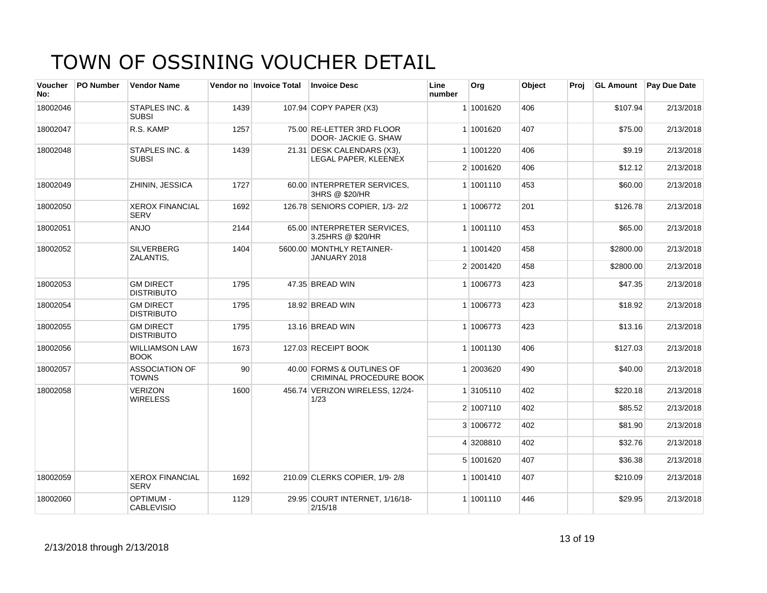# TOWN OF OSSINING VOUCHER DETAIL

| Voucher No: | PO Number | Vendor Name | Vendor no | Invoice Total | Invoice Desc | Line number | Org | Object | Proj | GL Amount | Pay Due Date |
|---|---|---|---|---|---|---|---|---|---|---|---|
| 18002046 | | STAPLES INC. & SUBSI | 1439 | 107.94 | COPY PAPER (X3) | 1 | 1001620 | 406 | | $107.94 | 2/13/2018 |
| 18002047 | | R.S. KAMP | 1257 | 75.00 | RE-LETTER 3RD FLOOR DOOR- JACKIE G. SHAW | 1 | 1001620 | 407 | | $75.00 | 2/13/2018 |
| 18002048 | | STAPLES INC. & SUBSI | 1439 | 21.31 | DESK CALENDARS (X3), LEGAL PAPER, KLEENEX | 1 | 1001220 | 406 | | $9.19 | 2/13/2018 |
| | | | | | | 2 | 1001620 | 406 | | $12.12 | 2/13/2018 |
| 18002049 | | ZHININ, JESSICA | 1727 | 60.00 | INTERPRETER SERVICES, 3HRS @ $20/HR | 1 | 1001110 | 453 | | $60.00 | 2/13/2018 |
| 18002050 | | XEROX FINANCIAL SERV | 1692 | 126.78 | SENIORS COPIER, 1/3- 2/2 | 1 | 1006772 | 201 | | $126.78 | 2/13/2018 |
| 18002051 | | ANJO | 2144 | 65.00 | INTERPRETER SERVICES, 3.25HRS @ $20/HR | 1 | 1001110 | 453 | | $65.00 | 2/13/2018 |
| 18002052 | | SILVERBERG ZALANTIS, | 1404 | 5600.00 | MONTHLY RETAINER- JANUARY 2018 | 1 | 1001420 | 458 | | $2800.00 | 2/13/2018 |
| | | | | | | 2 | 2001420 | 458 | | $2800.00 | 2/13/2018 |
| 18002053 | | GM DIRECT DISTRIBUTO | 1795 | 47.35 | BREAD WIN | 1 | 1006773 | 423 | | $47.35 | 2/13/2018 |
| 18002054 | | GM DIRECT DISTRIBUTO | 1795 | 18.92 | BREAD WIN | 1 | 1006773 | 423 | | $18.92 | 2/13/2018 |
| 18002055 | | GM DIRECT DISTRIBUTO | 1795 | 13.16 | BREAD WIN | 1 | 1006773 | 423 | | $13.16 | 2/13/2018 |
| 18002056 | | WILLIAMSON LAW BOOK | 1673 | 127.03 | RECEIPT BOOK | 1 | 1001130 | 406 | | $127.03 | 2/13/2018 |
| 18002057 | | ASSOCIATION OF TOWNS | 90 | 40.00 | FORMS & OUTLINES OF CRIMINAL PROCEDURE BOOK | 1 | 2003620 | 490 | | $40.00 | 2/13/2018 |
| 18002058 | | VERIZON WIRELESS | 1600 | 456.74 | VERIZON WIRELESS, 12/24- 1/23 | 1 | 3105110 | 402 | | $220.18 | 2/13/2018 |
| | | | | | | 2 | 1007110 | 402 | | $85.52 | 2/13/2018 |
| | | | | | | 3 | 1006772 | 402 | | $81.90 | 2/13/2018 |
| | | | | | | 4 | 3208810 | 402 | | $32.76 | 2/13/2018 |
| | | | | | | 5 | 1001620 | 407 | | $36.38 | 2/13/2018 |
| 18002059 | | XEROX FINANCIAL SERV | 1692 | 210.09 | CLERKS COPIER, 1/9- 2/8 | 1 | 1001410 | 407 | | $210.09 | 2/13/2018 |
| 18002060 | | OPTIMUM - CABLEVISIO | 1129 | 29.95 | COURT INTERNET, 1/16/18- 2/15/18 | 1 | 1001110 | 446 | | $29.95 | 2/13/2018 |

2/13/2018 through 2/13/2018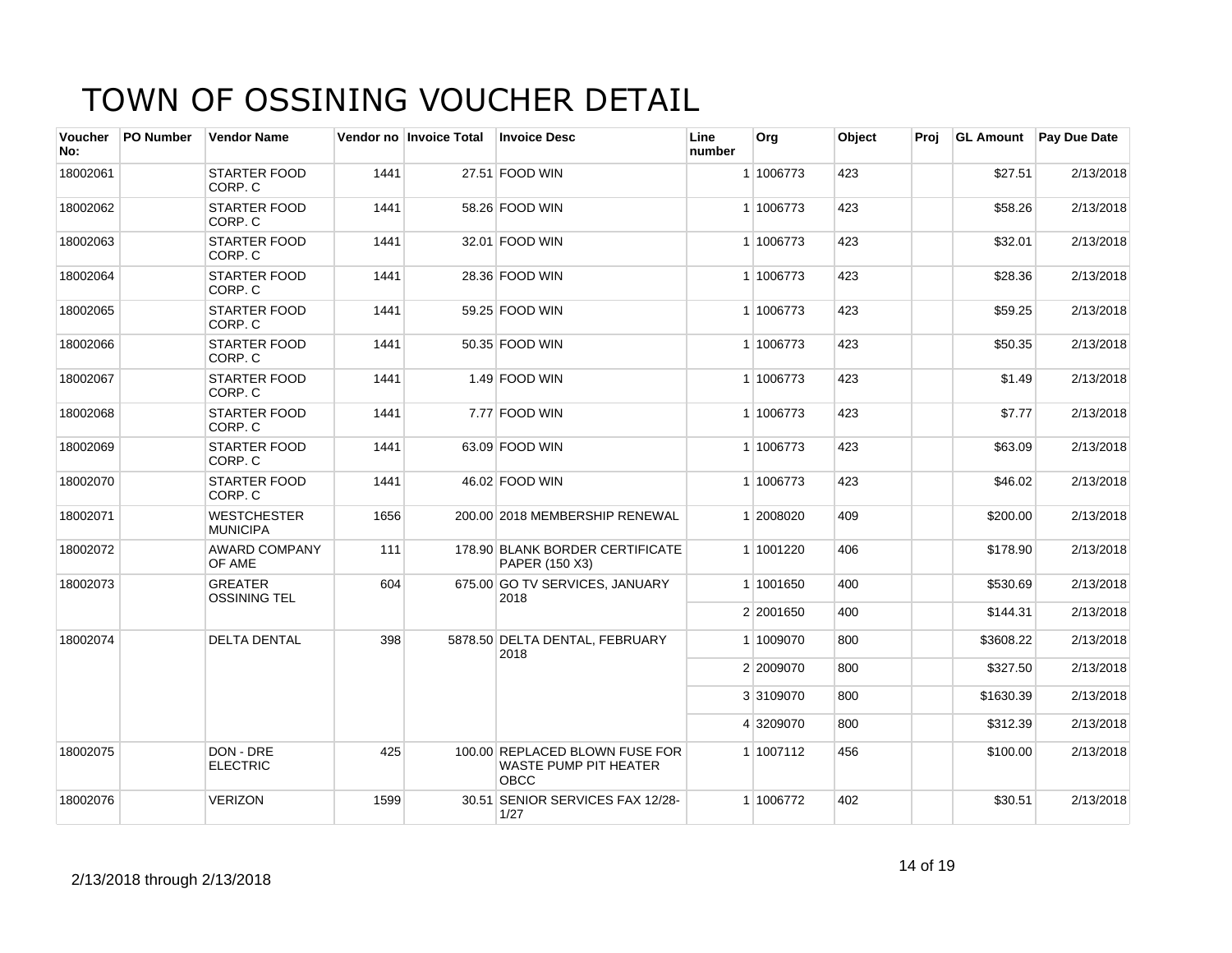# TOWN OF OSSINING VOUCHER DETAIL

| Voucher No: | PO Number | Vendor Name | Vendor no | Invoice Total | Invoice Desc | Line number | Org | Object | Proj | GL Amount | Pay Due Date |
|---|---|---|---|---|---|---|---|---|---|---|---|
| 18002061 | | STARTER FOOD CORP. C | 1441 | 27.51 | FOOD WIN | 1 | 1006773 | 423 | | $27.51 | 2/13/2018 |
| 18002062 | | STARTER FOOD CORP. C | 1441 | 58.26 | FOOD WIN | 1 | 1006773 | 423 | | $58.26 | 2/13/2018 |
| 18002063 | | STARTER FOOD CORP. C | 1441 | 32.01 | FOOD WIN | 1 | 1006773 | 423 | | $32.01 | 2/13/2018 |
| 18002064 | | STARTER FOOD CORP. C | 1441 | 28.36 | FOOD WIN | 1 | 1006773 | 423 | | $28.36 | 2/13/2018 |
| 18002065 | | STARTER FOOD CORP. C | 1441 | 59.25 | FOOD WIN | 1 | 1006773 | 423 | | $59.25 | 2/13/2018 |
| 18002066 | | STARTER FOOD CORP. C | 1441 | 50.35 | FOOD WIN | 1 | 1006773 | 423 | | $50.35 | 2/13/2018 |
| 18002067 | | STARTER FOOD CORP. C | 1441 | 1.49 | FOOD WIN | 1 | 1006773 | 423 | | $1.49 | 2/13/2018 |
| 18002068 | | STARTER FOOD CORP. C | 1441 | 7.77 | FOOD WIN | 1 | 1006773 | 423 | | $7.77 | 2/13/2018 |
| 18002069 | | STARTER FOOD CORP. C | 1441 | 63.09 | FOOD WIN | 1 | 1006773 | 423 | | $63.09 | 2/13/2018 |
| 18002070 | | STARTER FOOD CORP. C | 1441 | 46.02 | FOOD WIN | 1 | 1006773 | 423 | | $46.02 | 2/13/2018 |
| 18002071 | | WESTCHESTER MUNICIPA | 1656 | 200.00 | 2018 MEMBERSHIP RENEWAL | 1 | 2008020 | 409 | | $200.00 | 2/13/2018 |
| 18002072 | | AWARD COMPANY OF AME | 111 | 178.90 | BLANK BORDER CERTIFICATE PAPER (150 X3) | 1 | 1001220 | 406 | | $178.90 | 2/13/2018 |
| 18002073 | | GREATER OSSINING TEL | 604 | 675.00 | GO TV SERVICES, JANUARY 2018 | 1 | 1001650 | 400 | | $530.69 | 2/13/2018 |
| | | | | | | 2 | 2001650 | 400 | | $144.31 | 2/13/2018 |
| 18002074 | | DELTA DENTAL | 398 | 5878.50 | DELTA DENTAL, FEBRUARY 2018 | 1 | 1009070 | 800 | | $3608.22 | 2/13/2018 |
| | | | | | | 2 | 2009070 | 800 | | $327.50 | 2/13/2018 |
| | | | | | | 3 | 3109070 | 800 | | $1630.39 | 2/13/2018 |
| | | | | | | 4 | 3209070 | 800 | | $312.39 | 2/13/2018 |
| 18002075 | | DON - DRE ELECTRIC | 425 | 100.00 | REPLACED BLOWN FUSE FOR WASTE PUMP PIT HEATER OBCC | 1 | 1007112 | 456 | | $100.00 | 2/13/2018 |
| 18002076 | | VERIZON | 1599 | 30.51 | SENIOR SERVICES FAX 12/28-1/27 | 1 | 1006772 | 402 | | $30.51 | 2/13/2018 |

2/13/2018 through 2/13/2018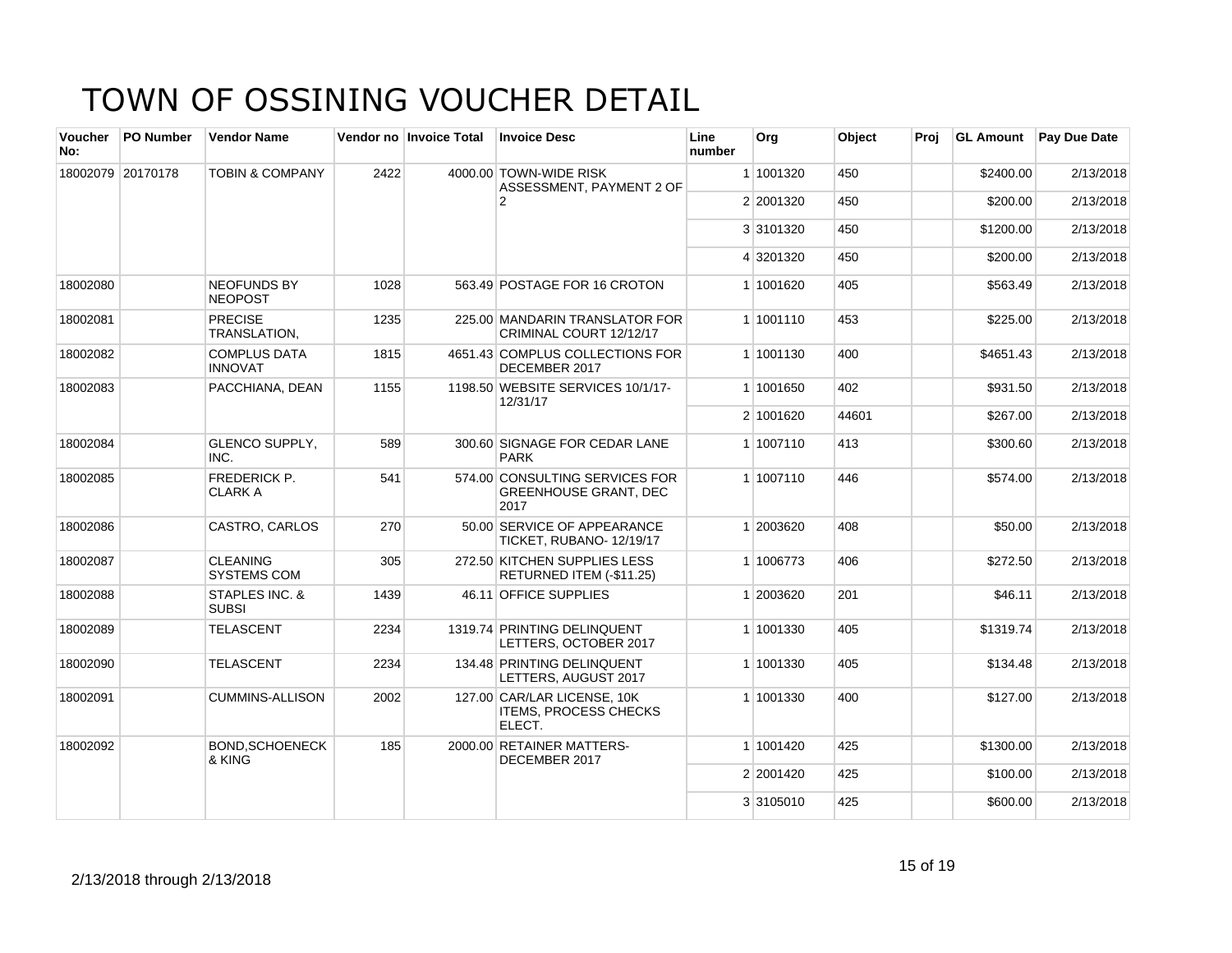# TOWN OF OSSINING VOUCHER DETAIL

| Voucher No: | PO Number | Vendor Name | Vendor no | Invoice Total | Invoice Desc | Line number | Org | Object | Proj | GL Amount | Pay Due Date |
|---|---|---|---|---|---|---|---|---|---|---|---|
| 18002079 | 20170178 | TOBIN & COMPANY | 2422 | 4000.00 | TOWN-WIDE RISK ASSESSMENT, PAYMENT 2 OF 2 | 1 | 1001320 | 450 | | $2400.00 | 2/13/2018 |
| | | | | | | 2 | 2001320 | 450 | | $200.00 | 2/13/2018 |
| | | | | | | 3 | 3101320 | 450 | | $1200.00 | 2/13/2018 |
| | | | | | | 4 | 3201320 | 450 | | $200.00 | 2/13/2018 |
| 18002080 | | NEOFUNDS BY NEOPOST | 1028 | 563.49 | POSTAGE FOR 16 CROTON | 1 | 1001620 | 405 | | $563.49 | 2/13/2018 |
| 18002081 | | PRECISE TRANSLATION, | 1235 | 225.00 | MANDARIN TRANSLATOR FOR CRIMINAL COURT 12/12/17 | 1 | 1001110 | 453 | | $225.00 | 2/13/2018 |
| 18002082 | | COMPLUS DATA INNOVAT | 1815 | 4651.43 | COMPLUS COLLECTIONS FOR DECEMBER 2017 | 1 | 1001130 | 400 | | $4651.43 | 2/13/2018 |
| 18002083 | | PACCHIANA, DEAN | 1155 | 1198.50 | WEBSITE SERVICES 10/1/17-12/31/17 | 1 | 1001650 | 402 | | $931.50 | 2/13/2018 |
| | | | | | | 2 | 1001620 | 44601 | | $267.00 | 2/13/2018 |
| 18002084 | | GLENCO SUPPLY, INC. | 589 | 300.60 | SIGNAGE FOR CEDAR LANE PARK | 1 | 1007110 | 413 | | $300.60 | 2/13/2018 |
| 18002085 | | FREDERICK P. CLARK A | 541 | 574.00 | CONSULTING SERVICES FOR GREENHOUSE GRANT, DEC 2017 | 1 | 1007110 | 446 | | $574.00 | 2/13/2018 |
| 18002086 | | CASTRO, CARLOS | 270 | 50.00 | SERVICE OF APPEARANCE TICKET, RUBANO- 12/19/17 | 1 | 2003620 | 408 | | $50.00 | 2/13/2018 |
| 18002087 | | CLEANING SYSTEMS COM | 305 | 272.50 | KITCHEN SUPPLIES LESS RETURNED ITEM (-$11.25) | 1 | 1006773 | 406 | | $272.50 | 2/13/2018 |
| 18002088 | | STAPLES INC. & SUBSI | 1439 | 46.11 | OFFICE SUPPLIES | 1 | 2003620 | 201 | | $46.11 | 2/13/2018 |
| 18002089 | | TELASCENT | 2234 | 1319.74 | PRINTING DELINQUENT LETTERS, OCTOBER 2017 | 1 | 1001330 | 405 | | $1319.74 | 2/13/2018 |
| 18002090 | | TELASCENT | 2234 | 134.48 | PRINTING DELINQUENT LETTERS, AUGUST 2017 | 1 | 1001330 | 405 | | $134.48 | 2/13/2018 |
| 18002091 | | CUMMINS-ALLISON | 2002 | 127.00 | CAR/LAR LICENSE, 10K ITEMS, PROCESS CHECKS ELECT. | 1 | 1001330 | 400 | | $127.00 | 2/13/2018 |
| 18002092 | | BOND,SCHOENECK & KING | 185 | 2000.00 | RETAINER MATTERS-DECEMBER 2017 | 1 | 1001420 | 425 | | $1300.00 | 2/13/2018 |
| | | | | | | 2 | 2001420 | 425 | | $100.00 | 2/13/2018 |
| | | | | | | 3 | 3105010 | 425 | | $600.00 | 2/13/2018 |

2/13/2018 through 2/13/2018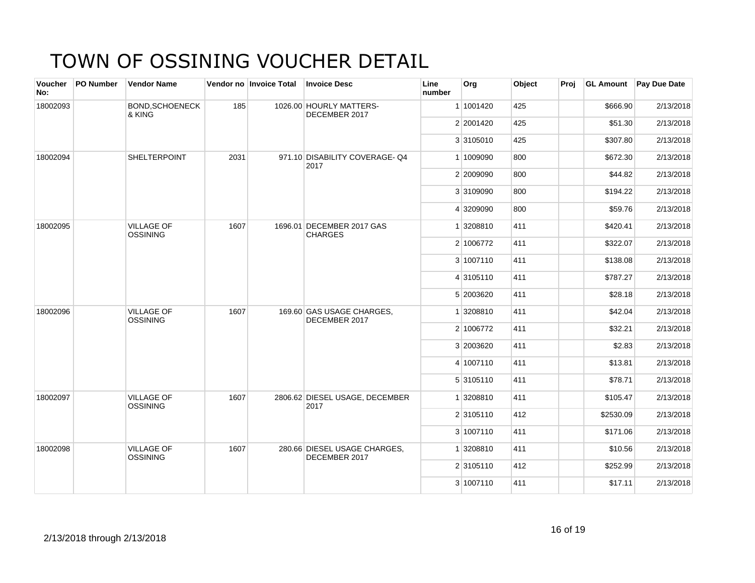# TOWN OF OSSINING VOUCHER DETAIL

| Voucher No: | PO Number | Vendor Name | Vendor no | Invoice Total | Invoice Desc | Line number | Org | Object | Proj | GL Amount | Pay Due Date |
|---|---|---|---|---|---|---|---|---|---|---|---|
| 18002093 | | BOND,SCHOENECK & KING | 185 | 1026.00 | HOURLY MATTERS- DECEMBER 2017 | 1 | 1001420 | 425 | | $666.90 | 2/13/2018 |
| | | | | | | 2 | 2001420 | 425 | | $51.30 | 2/13/2018 |
| | | | | | | 3 | 3105010 | 425 | | $307.80 | 2/13/2018 |
| 18002094 | | SHELTERPOINT | 2031 | 971.10 | DISABILITY COVERAGE- Q4 2017 | 1 | 1009090 | 800 | | $672.30 | 2/13/2018 |
| | | | | | | 2 | 2009090 | 800 | | $44.82 | 2/13/2018 |
| | | | | | | 3 | 3109090 | 800 | | $194.22 | 2/13/2018 |
| | | | | | | 4 | 3209090 | 800 | | $59.76 | 2/13/2018 |
| 18002095 | | VILLAGE OF OSSINING | 1607 | 1696.01 | DECEMBER 2017 GAS CHARGES | 1 | 3208810 | 411 | | $420.41 | 2/13/2018 |
| | | | | | | 2 | 1006772 | 411 | | $322.07 | 2/13/2018 |
| | | | | | | 3 | 1007110 | 411 | | $138.08 | 2/13/2018 |
| | | | | | | 4 | 3105110 | 411 | | $787.27 | 2/13/2018 |
| | | | | | | 5 | 2003620 | 411 | | $28.18 | 2/13/2018 |
| 18002096 | | VILLAGE OF OSSINING | 1607 | 169.60 | GAS USAGE CHARGES, DECEMBER 2017 | 1 | 3208810 | 411 | | $42.04 | 2/13/2018 |
| | | | | | | 2 | 1006772 | 411 | | $32.21 | 2/13/2018 |
| | | | | | | 3 | 2003620 | 411 | | $2.83 | 2/13/2018 |
| | | | | | | 4 | 1007110 | 411 | | $13.81 | 2/13/2018 |
| | | | | | | 5 | 3105110 | 411 | | $78.71 | 2/13/2018 |
| 18002097 | | VILLAGE OF OSSINING | 1607 | 2806.62 | DIESEL USAGE, DECEMBER 2017 | 1 | 3208810 | 411 | | $105.47 | 2/13/2018 |
| | | | | | | 2 | 3105110 | 412 | | $2530.09 | 2/13/2018 |
| | | | | | | 3 | 1007110 | 411 | | $171.06 | 2/13/2018 |
| 18002098 | | VILLAGE OF OSSINING | 1607 | 280.66 | DIESEL USAGE CHARGES, DECEMBER 2017 | 1 | 3208810 | 411 | | $10.56 | 2/13/2018 |
| | | | | | | 2 | 3105110 | 412 | | $252.99 | 2/13/2018 |
| | | | | | | 3 | 1007110 | 411 | | $17.11 | 2/13/2018 |

2/13/2018 through 2/13/2018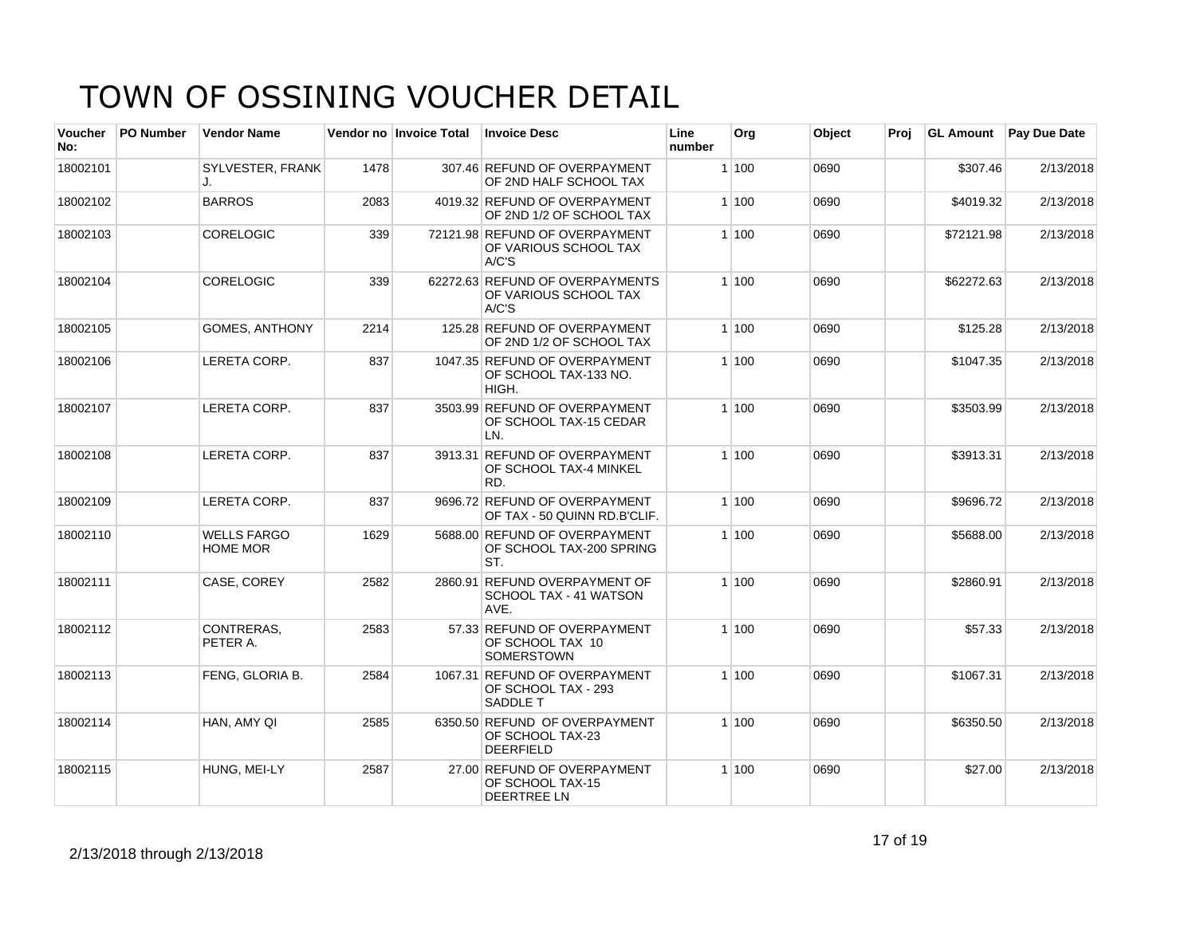# TOWN OF OSSINING VOUCHER DETAIL

| Voucher No: | PO Number | Vendor Name | Vendor no | Invoice Total | Invoice Desc | Line number | Org | Object | Proj | GL Amount | Pay Due Date |
|---|---|---|---|---|---|---|---|---|---|---|---|
| 18002101 | | SYLVESTER, FRANK J. | 1478 | 307.46 | REFUND OF OVERPAYMENT OF 2ND HALF SCHOOL TAX | 1 | 100 | 0690 | | $307.46 | 2/13/2018 |
| 18002102 | | BARROS | 2083 | 4019.32 | REFUND OF OVERPAYMENT OF 2ND 1/2 OF SCHOOL TAX | 1 | 100 | 0690 | | $4019.32 | 2/13/2018 |
| 18002103 | | CORELOGIC | 339 | 72121.98 | REFUND OF OVERPAYMENT OF VARIOUS SCHOOL TAX A/C'S | 1 | 100 | 0690 | | $72121.98 | 2/13/2018 |
| 18002104 | | CORELOGIC | 339 | 62272.63 | REFUND OF OVERPAYMENTS OF VARIOUS SCHOOL TAX A/C'S | 1 | 100 | 0690 | | $62272.63 | 2/13/2018 |
| 18002105 | | GOMES, ANTHONY | 2214 | 125.28 | REFUND OF OVERPAYMENT OF 2ND 1/2 OF SCHOOL TAX | 1 | 100 | 0690 | | $125.28 | 2/13/2018 |
| 18002106 | | LERETA CORP. | 837 | 1047.35 | REFUND OF OVERPAYMENT OF SCHOOL TAX-133 NO. HIGH. | 1 | 100 | 0690 | | $1047.35 | 2/13/2018 |
| 18002107 | | LERETA CORP. | 837 | 3503.99 | REFUND OF OVERPAYMENT OF SCHOOL TAX-15 CEDAR LN. | 1 | 100 | 0690 | | $3503.99 | 2/13/2018 |
| 18002108 | | LERETA CORP. | 837 | 3913.31 | REFUND OF OVERPAYMENT OF SCHOOL TAX-4 MINKEL RD. | 1 | 100 | 0690 | | $3913.31 | 2/13/2018 |
| 18002109 | | LERETA CORP. | 837 | 9696.72 | REFUND OF OVERPAYMENT OF TAX - 50 QUINN RD.B'CLIF. | 1 | 100 | 0690 | | $9696.72 | 2/13/2018 |
| 18002110 | | WELLS FARGO HOME MOR | 1629 | 5688.00 | REFUND OF OVERPAYMENT OF SCHOOL TAX-200 SPRING ST. | 1 | 100 | 0690 | | $5688.00 | 2/13/2018 |
| 18002111 | | CASE, COREY | 2582 | 2860.91 | REFUND OVERPAYMENT OF SCHOOL TAX - 41 WATSON AVE. | 1 | 100 | 0690 | | $2860.91 | 2/13/2018 |
| 18002112 | | CONTRERAS, PETER A. | 2583 | 57.33 | REFUND OF OVERPAYMENT OF SCHOOL TAX 10 SOMERSTOWN | 1 | 100 | 0690 | | $57.33 | 2/13/2018 |
| 18002113 | | FENG, GLORIA B. | 2584 | 1067.31 | REFUND OF OVERPAYMENT OF SCHOOL TAX - 293 SADDLE T | 1 | 100 | 0690 | | $1067.31 | 2/13/2018 |
| 18002114 | | HAN, AMY QI | 2585 | 6350.50 | REFUND OF OVERPAYMENT OF SCHOOL TAX-23 DEERFIELD | 1 | 100 | 0690 | | $6350.50 | 2/13/2018 |
| 18002115 | | HUNG, MEI-LY | 2587 | 27.00 | REFUND OF OVERPAYMENT OF SCHOOL TAX-15 DEERTREE LN | 1 | 100 | 0690 | | $27.00 | 2/13/2018 |

2/13/2018 through 2/13/2018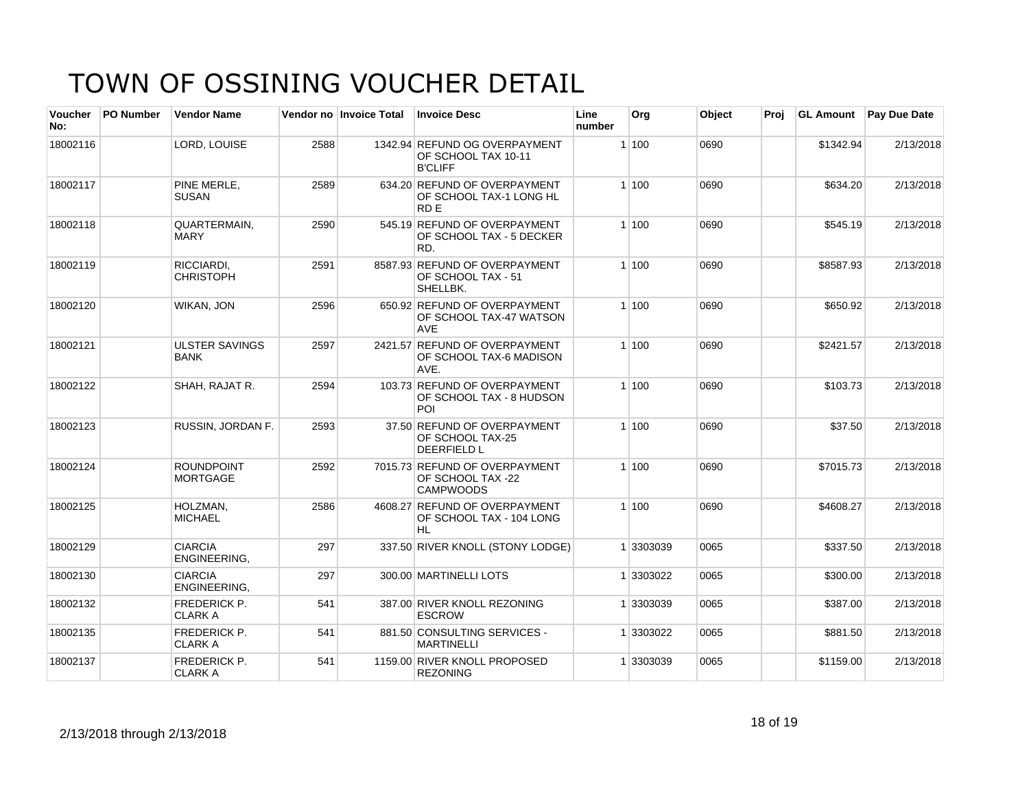# TOWN OF OSSINING VOUCHER DETAIL

| Voucher No: | PO Number | Vendor Name | Vendor no | Invoice Total | Invoice Desc | Line number | Org | Object | Proj | GL Amount | Pay Due Date |
|---|---|---|---|---|---|---|---|---|---|---|---|
| 18002116 | | LORD, LOUISE | 2588 | 1342.94 | REFUND OG OVERPAYMENT OF SCHOOL TAX 10-11 B'CLIFF | 1 | 100 | 0690 | | $1342.94 | 2/13/2018 |
| 18002117 | | PINE MERLE, SUSAN | 2589 | 634.20 | REFUND OF OVERPAYMENT OF SCHOOL TAX-1 LONG HL RD E | 1 | 100 | 0690 | | $634.20 | 2/13/2018 |
| 18002118 | | QUARTERMAIN, MARY | 2590 | 545.19 | REFUND OF OVERPAYMENT OF SCHOOL TAX - 5 DECKER RD. | 1 | 100 | 0690 | | $545.19 | 2/13/2018 |
| 18002119 | | RICCIARDI, CHRISTOPH | 2591 | 8587.93 | REFUND OF OVERPAYMENT OF SCHOOL TAX - 51 SHELLBK. | 1 | 100 | 0690 | | $8587.93 | 2/13/2018 |
| 18002120 | | WIKAN, JON | 2596 | 650.92 | REFUND OF OVERPAYMENT OF SCHOOL TAX-47 WATSON AVE | 1 | 100 | 0690 | | $650.92 | 2/13/2018 |
| 18002121 | | ULSTER SAVINGS BANK | 2597 | 2421.57 | REFUND OF OVERPAYMENT OF SCHOOL TAX-6 MADISON AVE. | 1 | 100 | 0690 | | $2421.57 | 2/13/2018 |
| 18002122 | | SHAH, RAJAT R. | 2594 | 103.73 | REFUND OF OVERPAYMENT OF SCHOOL TAX - 8 HUDSON POI | 1 | 100 | 0690 | | $103.73 | 2/13/2018 |
| 18002123 | | RUSSIN, JORDAN F. | 2593 | 37.50 | REFUND OF OVERPAYMENT OF SCHOOL TAX-25 DEERFIELD L | 1 | 100 | 0690 | | $37.50 | 2/13/2018 |
| 18002124 | | ROUNDPOINT MORTGAGE | 2592 | 7015.73 | REFUND OF OVERPAYMENT OF SCHOOL TAX -22 CAMPWOODS | 1 | 100 | 0690 | | $7015.73 | 2/13/2018 |
| 18002125 | | HOLZMAN, MICHAEL | 2586 | 4608.27 | REFUND OF OVERPAYMENT OF SCHOOL TAX - 104 LONG HL | 1 | 100 | 0690 | | $4608.27 | 2/13/2018 |
| 18002129 | | CIARCIA ENGINEERING, | 297 | 337.50 | RIVER KNOLL (STONY LODGE) | 1 | 3303039 | 0065 | | $337.50 | 2/13/2018 |
| 18002130 | | CIARCIA ENGINEERING, | 297 | 300.00 | MARTINELLI LOTS | 1 | 3303022 | 0065 | | $300.00 | 2/13/2018 |
| 18002132 | | FREDERICK P. CLARK A | 541 | 387.00 | RIVER KNOLL REZONING ESCROW | 1 | 3303039 | 0065 | | $387.00 | 2/13/2018 |
| 18002135 | | FREDERICK P. CLARK A | 541 | 881.50 | CONSULTING SERVICES - MARTINELLI | 1 | 3303022 | 0065 | | $881.50 | 2/13/2018 |
| 18002137 | | FREDERICK P. CLARK A | 541 | 1159.00 | RIVER KNOLL PROPOSED REZONING | 1 | 3303039 | 0065 | | $1159.00 | 2/13/2018 |

2/13/2018 through 2/13/2018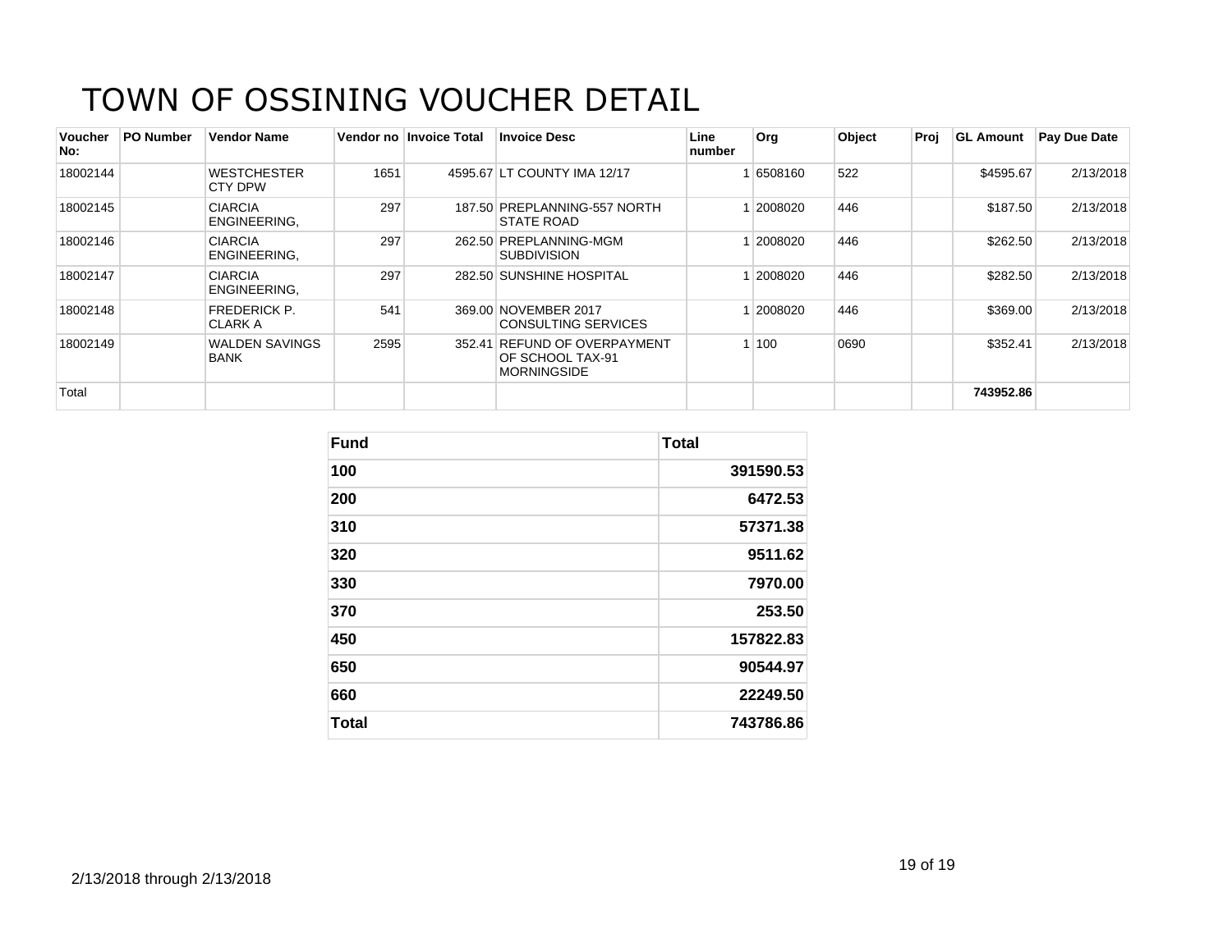# TOWN OF OSSINING VOUCHER DETAIL

| Voucher No: | PO Number | Vendor Name | Vendor no | Invoice Total | Invoice Desc | Line number | Org | Object | Proj | GL Amount | Pay Due Date |
|---|---|---|---|---|---|---|---|---|---|---|---|
| 18002144 | | WESTCHESTER CTY DPW | 1651 | 4595.67 | LT COUNTY IMA 12/17 | 1 | 6508160 | 522 | | $4595.67 | 2/13/2018 |
| 18002145 | | CIARCIA ENGINEERING, | 297 | 187.50 | PREPLANNING-557 NORTH STATE ROAD | 1 | 2008020 | 446 | | $187.50 | 2/13/2018 |
| 18002146 | | CIARCIA ENGINEERING, | 297 | 262.50 | PREPLANNING-MGM SUBDIVISION | 1 | 2008020 | 446 | | $262.50 | 2/13/2018 |
| 18002147 | | CIARCIA ENGINEERING, | 297 | 282.50 | SUNSHINE HOSPITAL | 1 | 2008020 | 446 | | $282.50 | 2/13/2018 |
| 18002148 | | FREDERICK P. CLARK A | 541 | 369.00 | NOVEMBER 2017 CONSULTING SERVICES | 1 | 2008020 | 446 | | $369.00 | 2/13/2018 |
| 18002149 | | WALDEN SAVINGS BANK | 2595 | 352.41 | REFUND OF OVERPAYMENT OF SCHOOL TAX-91 MORNINGSIDE | 1 | 100 | 0690 | | $352.41 | 2/13/2018 |
| Total | | | | | | | | | | **743952.86** | |

| Fund | Total |
|---|---|
| **100** | **391590.53** |
| **200** | **6472.53** |
| **310** | **57371.38** |
| **320** | **9511.62** |
| **330** | **7970.00** |
| **370** | **253.50** |
| **450** | **157822.83** |
| **650** | **90544.97** |
| **660** | **22249.50** |
| **Total** | **743786.86** |

2/13/2018 through 2/13/2018